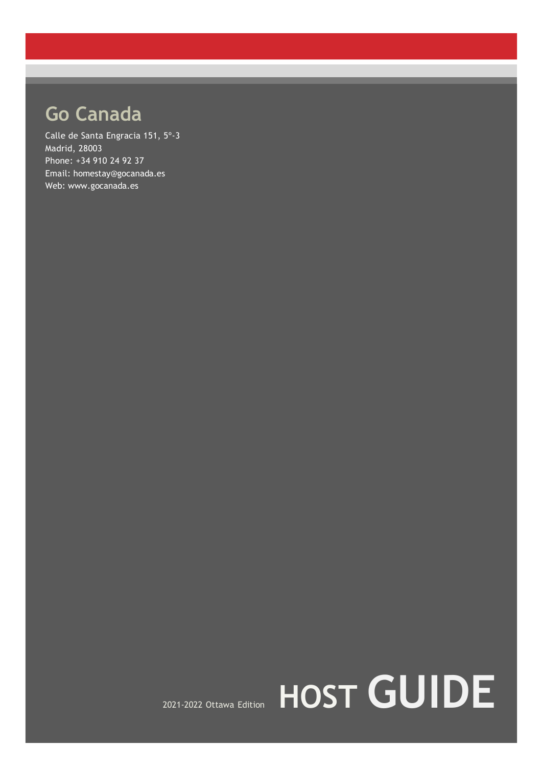# Go Canada

Calle de Santa Engracia 151, 5º-3
Madrid, 28003
Phone: +34 910 24 92 37
Email: homestay@gocanada.es
Web: www.gocanada.es

2021-2022 Ottawa Edition

# HOST GUIDE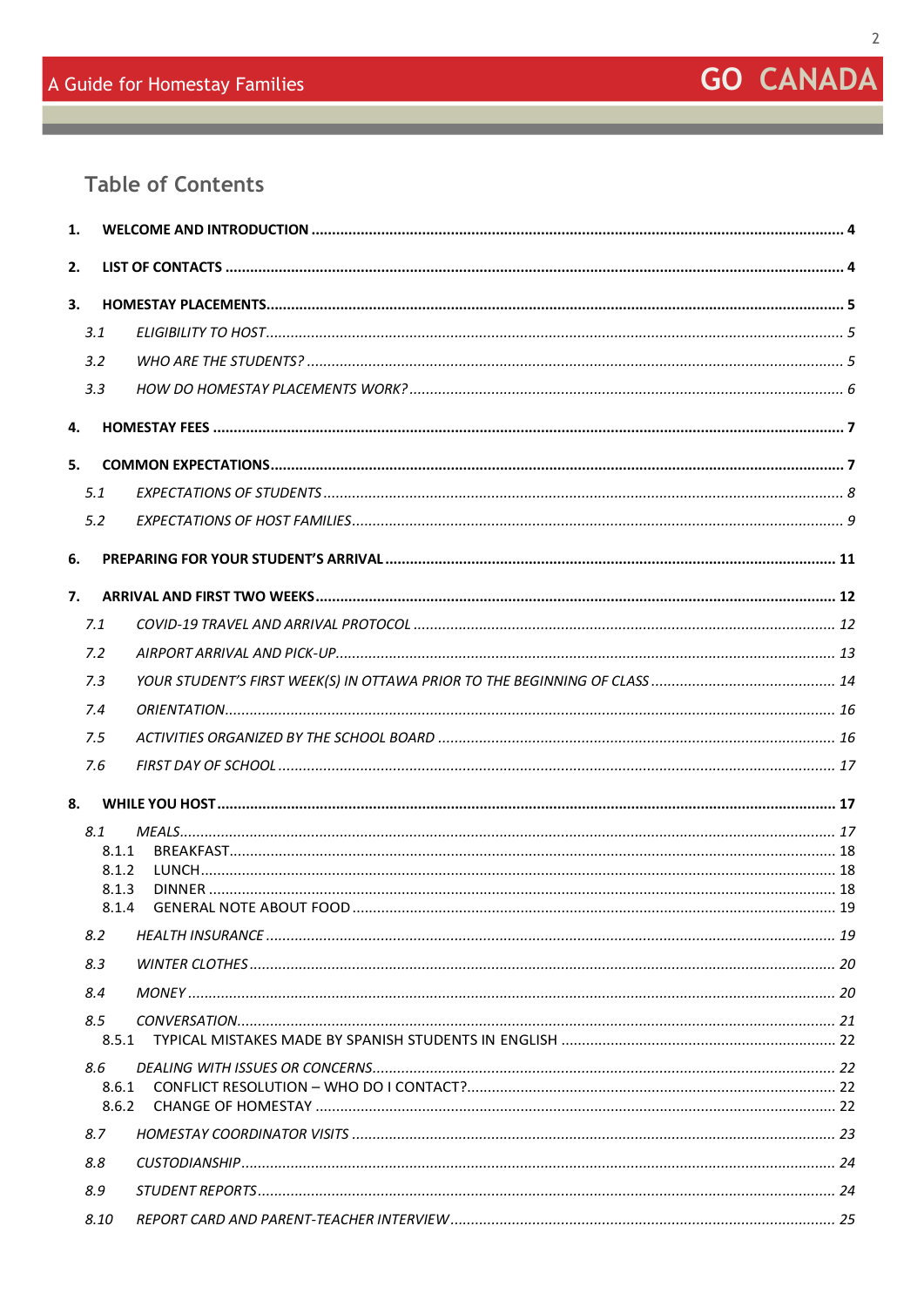## Table of Contents

1. **WELCOME AND INTRODUCTION** ..... 4
2. **LIST OF CONTACTS** ..... 4
3. **HOMESTAY PLACEMENTS** ..... 5
   - 3.1 *ELIGIBILITY TO HOST* ..... 5
   - 3.2 *WHO ARE THE STUDENTS?* ..... 5
   - 3.3 *HOW DO HOMESTAY PLACEMENTS WORK?* ..... 6
4. **HOMESTAY FEES** ..... 7
5. **COMMON EXPECTATIONS** ..... 7
   - 5.1 *EXPECTATIONS OF STUDENTS* ..... 8
   - 5.2 *EXPECTATIONS OF HOST FAMILIES* ..... 9
6. **PREPARING FOR YOUR STUDENT'S ARRIVAL** ..... 11
7. **ARRIVAL AND FIRST TWO WEEKS** ..... 12
   - 7.1 *COVID-19 TRAVEL AND ARRIVAL PROTOCOL* ..... 12
   - 7.2 *AIRPORT ARRIVAL AND PICK-UP* ..... 13
   - 7.3 *YOUR STUDENT'S FIRST WEEK(S) IN OTTAWA PRIOR TO THE BEGINNING OF CLASS* ..... 14
   - 7.4 *ORIENTATION* ..... 16
   - 7.5 *ACTIVITIES ORGANIZED BY THE SCHOOL BOARD* ..... 16
   - 7.6 *FIRST DAY OF SCHOOL* ..... 17
8. **WHILE YOU HOST** ..... 17
   - 8.1 *MEALS* ..... 17
     - 8.1.1 BREAKFAST ..... 18
     - 8.1.2 LUNCH ..... 18
     - 8.1.3 DINNER ..... 18
     - 8.1.4 GENERAL NOTE ABOUT FOOD ..... 19
   - 8.2 *HEALTH INSURANCE* ..... 19
   - 8.3 *WINTER CLOTHES* ..... 20
   - 8.4 *MONEY* ..... 20
   - 8.5 *CONVERSATION* ..... 21
     - 8.5.1 TYPICAL MISTAKES MADE BY SPANISH STUDENTS IN ENGLISH ..... 22
   - 8.6 *DEALING WITH ISSUES OR CONCERNS* ..... 22
     - 8.6.1 CONFLICT RESOLUTION – WHO DO I CONTACT? ..... 22
     - 8.6.2 CHANGE OF HOMESTAY ..... 22
   - 8.7 *HOMESTAY COORDINATOR VISITS* ..... 23
   - 8.8 *CUSTODIANSHIP* ..... 24
   - 8.9 *STUDENT REPORTS* ..... 24
   - 8.10 *REPORT CARD AND PARENT-TEACHER INTERVIEW* ..... 25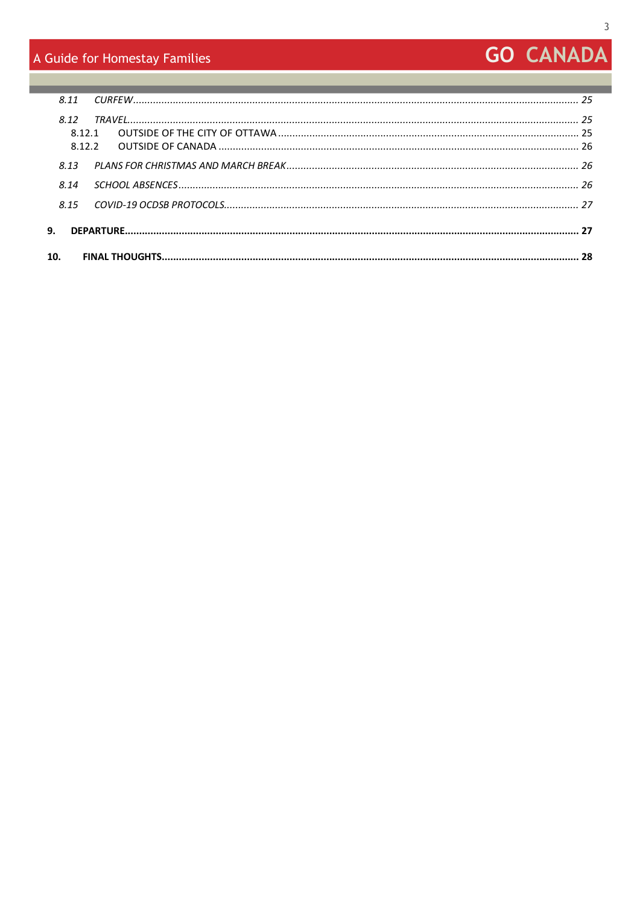*8.11 CURFEW* ........................................................ *25*

*8.12 TRAVEL* ........................................................ *25*

8.12.1 OUTSIDE OF THE CITY OF OTTAWA ........................................................ 25

8.12.2 OUTSIDE OF CANADA ........................................................ 26

*8.13 PLANS FOR CHRISTMAS AND MARCH BREAK* ........................................................ *26*

*8.14 SCHOOL ABSENCES* ........................................................ *26*

*8.15 COVID-19 OCDSB PROTOCOLS* ........................................................ *27*

**9. DEPARTURE ........................................................ 27**

**10. FINAL THOUGHTS ........................................................ 28**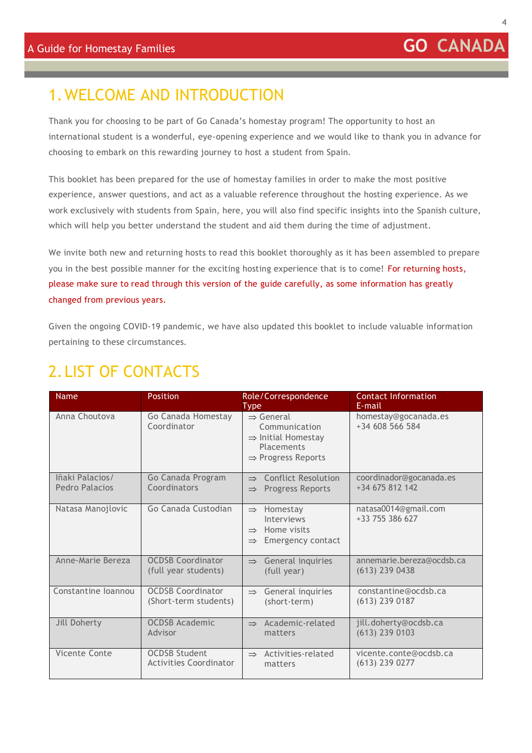# 1. WELCOME AND INTRODUCTION

Thank you for choosing to be part of Go Canada's homestay program! The opportunity to host an international student is a wonderful, eye-opening experience and we would like to thank you in advance for choosing to embark on this rewarding journey to host a student from Spain.

This booklet has been prepared for the use of homestay families in order to make the most positive experience, answer questions, and act as a valuable reference throughout the hosting experience. As we work exclusively with students from Spain, here, you will also find specific insights into the Spanish culture, which will help you better understand the student and aid them during the time of adjustment.

We invite both new and returning hosts to read this booklet thoroughly as it has been assembled to prepare you in the best possible manner for the exciting hosting experience that is to come! For returning hosts, please make sure to read through this version of the guide carefully, as some information has greatly changed from previous years.

Given the ongoing COVID-19 pandemic, we have also updated this booklet to include valuable information pertaining to these circumstances.

# 2. LIST OF CONTACTS

| Name | Position | Role/Correspondence Type | Contact Information E-mail |
|---|---|---|---|
| Anna Choutova | Go Canada Homestay Coordinator | ⇒ General Communication<br>⇒ Initial Homestay Placements<br>⇒ Progress Reports | homestay@gocanada.es<br>+34 608 566 584 |
| Iñaki Palacios/ Pedro Palacios | Go Canada Program Coordinators | ⇒ Conflict Resolution<br>⇒ Progress Reports | coordinador@gocanada.es<br>+34 675 812 142 |
| Natasa Manojlovic | Go Canada Custodian | ⇒ Homestay Interviews<br>⇒ Home visits<br>⇒ Emergency contact | natasa0014@gmail.com<br>+33 755 386 627 |
| Anne-Marie Bereza | OCDSB Coordinator (full year students) | ⇒ General inquiries (full year) | annemarie.bereza@ocdsb.ca<br>(613) 239 0438 |
| Constantine Ioannou | OCDSB Coordinator (Short-term students) | ⇒ General inquiries (short-term) | constantine@ocdsb.ca<br>(613) 239 0187 |
| Jill Doherty | OCDSB Academic Advisor | ⇒ Academic-related matters | jill.doherty@ocdsb.ca<br>(613) 239 0103 |
| Vicente Conte | OCDSB Student Activities Coordinator | ⇒ Activities-related matters | vicente.conte@ocdsb.ca<br>(613) 239 0277 |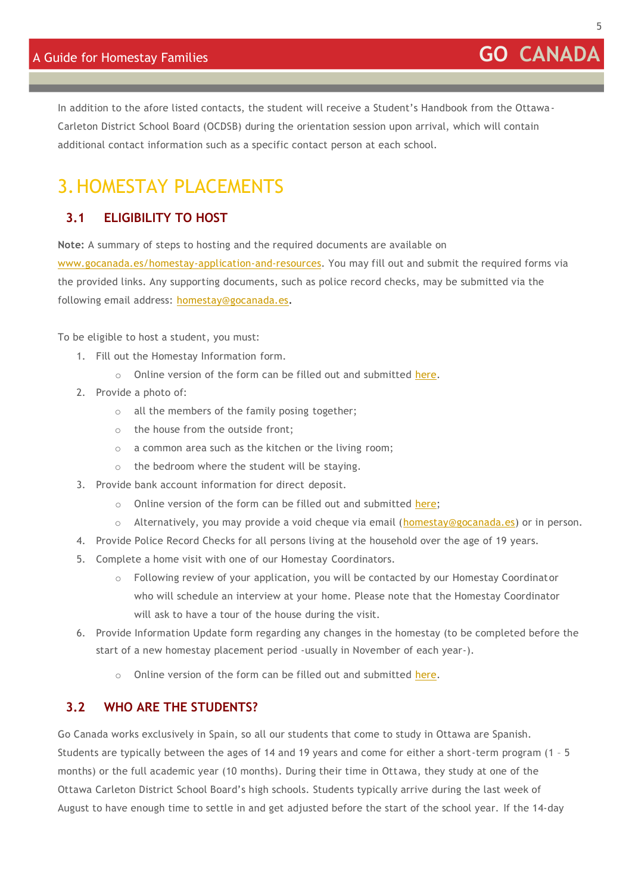In addition to the afore listed contacts, the student will receive a Student's Handbook from the Ottawa-Carleton District School Board (OCDSB) during the orientation session upon arrival, which will contain additional contact information such as a specific contact person at each school.

# 3. HOMESTAY PLACEMENTS

## 3.1 ELIGIBILITY TO HOST

**Note:** A summary of steps to hosting and the required documents are available on www.gocanada.es/homestay-application-and-resources. You may fill out and submit the required forms via the provided links. Any supporting documents, such as police record checks, may be submitted via the following email address: homestay@gocanada.es.

To be eligible to host a student, you must:

1. Fill out the Homestay Information form.
   - Online version of the form can be filled out and submitted here.
2. Provide a photo of:
   - all the members of the family posing together;
   - the house from the outside front;
   - a common area such as the kitchen or the living room;
   - the bedroom where the student will be staying.
3. Provide bank account information for direct deposit.
   - Online version of the form can be filled out and submitted here;
   - Alternatively, you may provide a void cheque via email (homestay@gocanada.es) or in person.
4. Provide Police Record Checks for all persons living at the household over the age of 19 years.
5. Complete a home visit with one of our Homestay Coordinators.
   - Following review of your application, you will be contacted by our Homestay Coordinator who will schedule an interview at your home. Please note that the Homestay Coordinator will ask to have a tour of the house during the visit.
6. Provide Information Update form regarding any changes in the homestay (to be completed before the start of a new homestay placement period -usually in November of each year-).
   - Online version of the form can be filled out and submitted here.

## 3.2 WHO ARE THE STUDENTS?

Go Canada works exclusively in Spain, so all our students that come to study in Ottawa are Spanish. Students are typically between the ages of 14 and 19 years and come for either a short-term program (1 – 5 months) or the full academic year (10 months). During their time in Ottawa, they study at one of the Ottawa Carleton District School Board's high schools. Students typically arrive during the last week of August to have enough time to settle in and get adjusted before the start of the school year. If the 14-day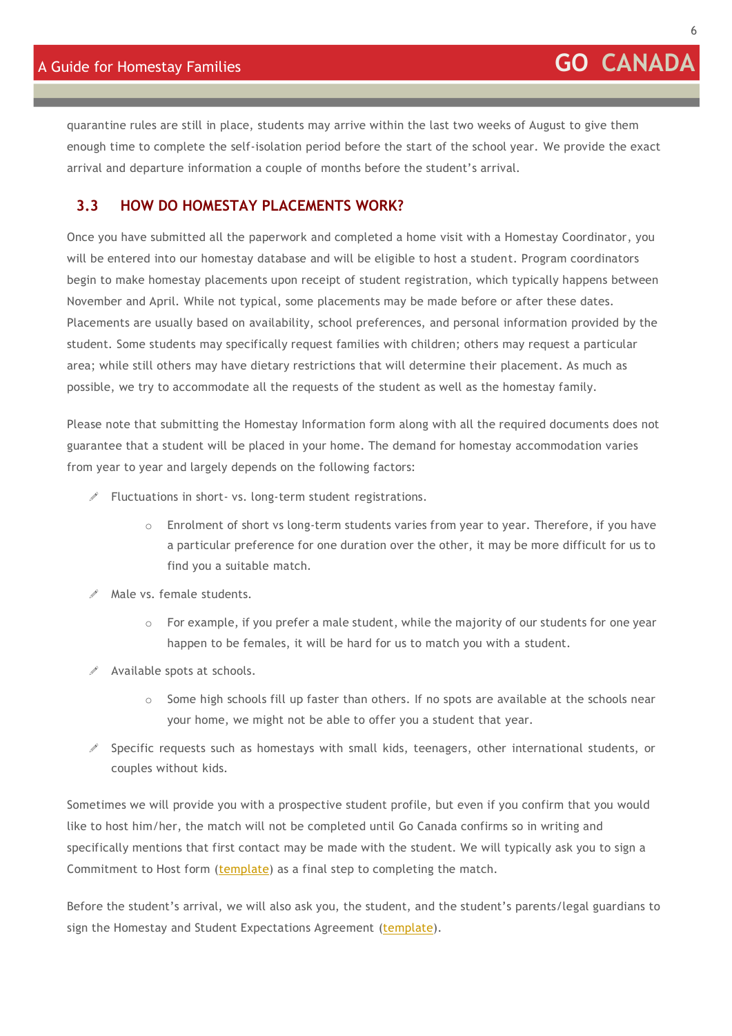quarantine rules are still in place, students may arrive within the last two weeks of August to give them enough time to complete the self-isolation period before the start of the school year. We provide the exact arrival and departure information a couple of months before the student's arrival.

## 3.3 HOW DO HOMESTAY PLACEMENTS WORK?

Once you have submitted all the paperwork and completed a home visit with a Homestay Coordinator, you will be entered into our homestay database and will be eligible to host a student. Program coordinators begin to make homestay placements upon receipt of student registration, which typically happens between November and April. While not typical, some placements may be made before or after these dates. Placements are usually based on availability, school preferences, and personal information provided by the student. Some students may specifically request families with children; others may request a particular area; while still others may have dietary restrictions that will determine their placement. As much as possible, we try to accommodate all the requests of the student as well as the homestay family.

Please note that submitting the Homestay Information form along with all the required documents does not guarantee that a student will be placed in your home. The demand for homestay accommodation varies from year to year and largely depends on the following factors:

- Fluctuations in short- vs. long-term student registrations.
  - Enrolment of short vs long-term students varies from year to year. Therefore, if you have a particular preference for one duration over the other, it may be more difficult for us to find you a suitable match.
- Male vs. female students.
  - For example, if you prefer a male student, while the majority of our students for one year happen to be females, it will be hard for us to match you with a student.
- Available spots at schools.
  - Some high schools fill up faster than others. If no spots are available at the schools near your home, we might not be able to offer you a student that year.
- Specific requests such as homestays with small kids, teenagers, other international students, or couples without kids.

Sometimes we will provide you with a prospective student profile, but even if you confirm that you would like to host him/her, the match will not be completed until Go Canada confirms so in writing and specifically mentions that first contact may be made with the student. We will typically ask you to sign a Commitment to Host form (template) as a final step to completing the match.

Before the student's arrival, we will also ask you, the student, and the student's parents/legal guardians to sign the Homestay and Student Expectations Agreement (template).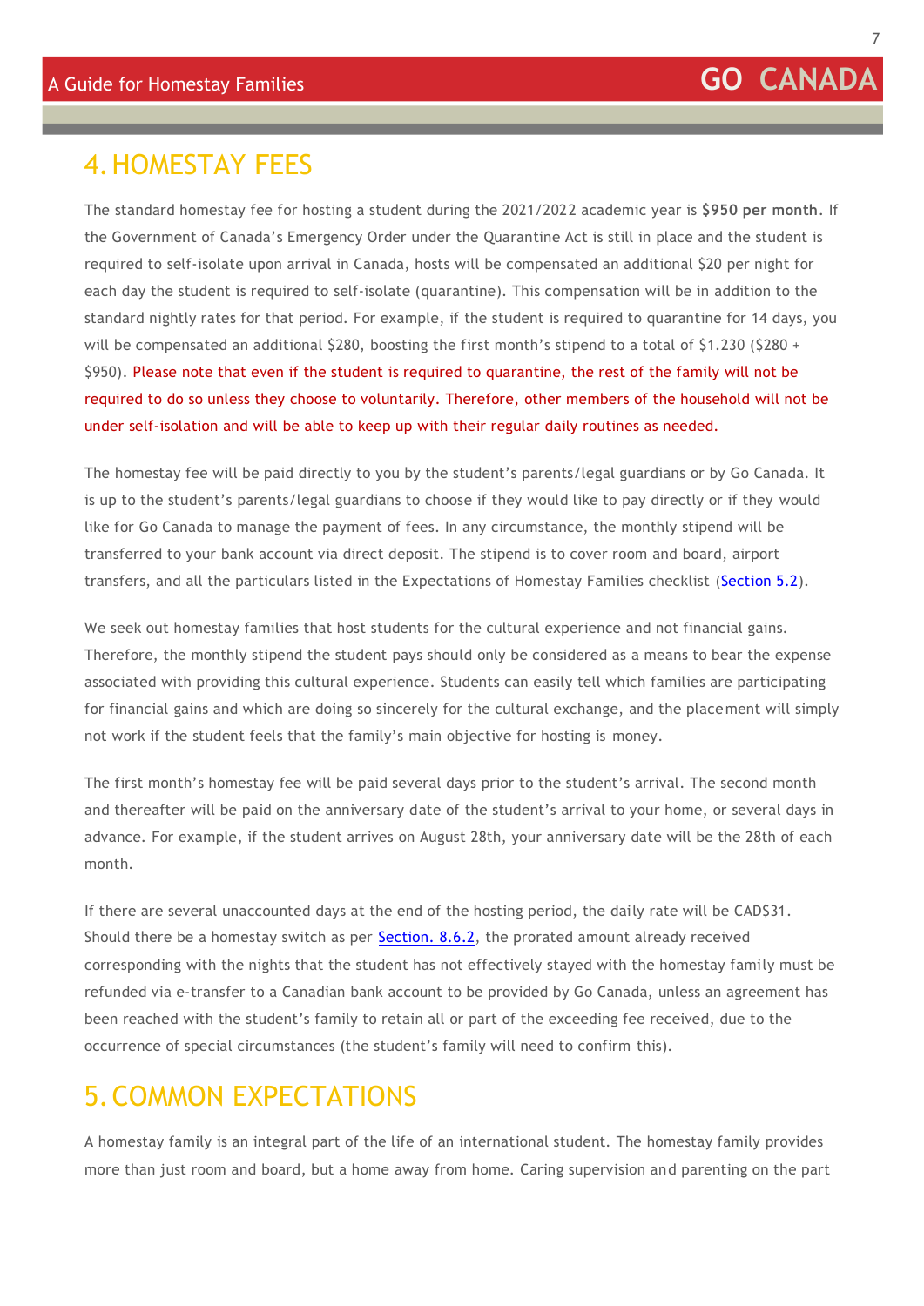# 4. HOMESTAY FEES

The standard homestay fee for hosting a student during the 2021/2022 academic year is **$950 per month**. If the Government of Canada's Emergency Order under the Quarantine Act is still in place and the student is required to self-isolate upon arrival in Canada, hosts will be compensated an additional $20 per night for each day the student is required to self-isolate (quarantine). This compensation will be in addition to the standard nightly rates for that period. For example, if the student is required to quarantine for 14 days, you will be compensated an additional $280, boosting the first month's stipend to a total of $1.230 ($280 + $950). Please note that even if the student is required to quarantine, the rest of the family will not be required to do so unless they choose to voluntarily. Therefore, other members of the household will not be under self-isolation and will be able to keep up with their regular daily routines as needed.

The homestay fee will be paid directly to you by the student's parents/legal guardians or by Go Canada. It is up to the student's parents/legal guardians to choose if they would like to pay directly or if they would like for Go Canada to manage the payment of fees. In any circumstance, the monthly stipend will be transferred to your bank account via direct deposit. The stipend is to cover room and board, airport transfers, and all the particulars listed in the Expectations of Homestay Families checklist (Section 5.2).

We seek out homestay families that host students for the cultural experience and not financial gains. Therefore, the monthly stipend the student pays should only be considered as a means to bear the expense associated with providing this cultural experience. Students can easily tell which families are participating for financial gains and which are doing so sincerely for the cultural exchange, and the placement will simply not work if the student feels that the family's main objective for hosting is money.

The first month's homestay fee will be paid several days prior to the student's arrival. The second month and thereafter will be paid on the anniversary date of the student's arrival to your home, or several days in advance. For example, if the student arrives on August 28th, your anniversary date will be the 28th of each month.

If there are several unaccounted days at the end of the hosting period, the daily rate will be CAD$31. Should there be a homestay switch as per Section. 8.6.2, the prorated amount already received corresponding with the nights that the student has not effectively stayed with the homestay family must be refunded via e-transfer to a Canadian bank account to be provided by Go Canada, unless an agreement has been reached with the student's family to retain all or part of the exceeding fee received, due to the occurrence of special circumstances (the student's family will need to confirm this).

# 5. COMMON EXPECTATIONS

A homestay family is an integral part of the life of an international student. The homestay family provides more than just room and board, but a home away from home. Caring supervision and parenting on the part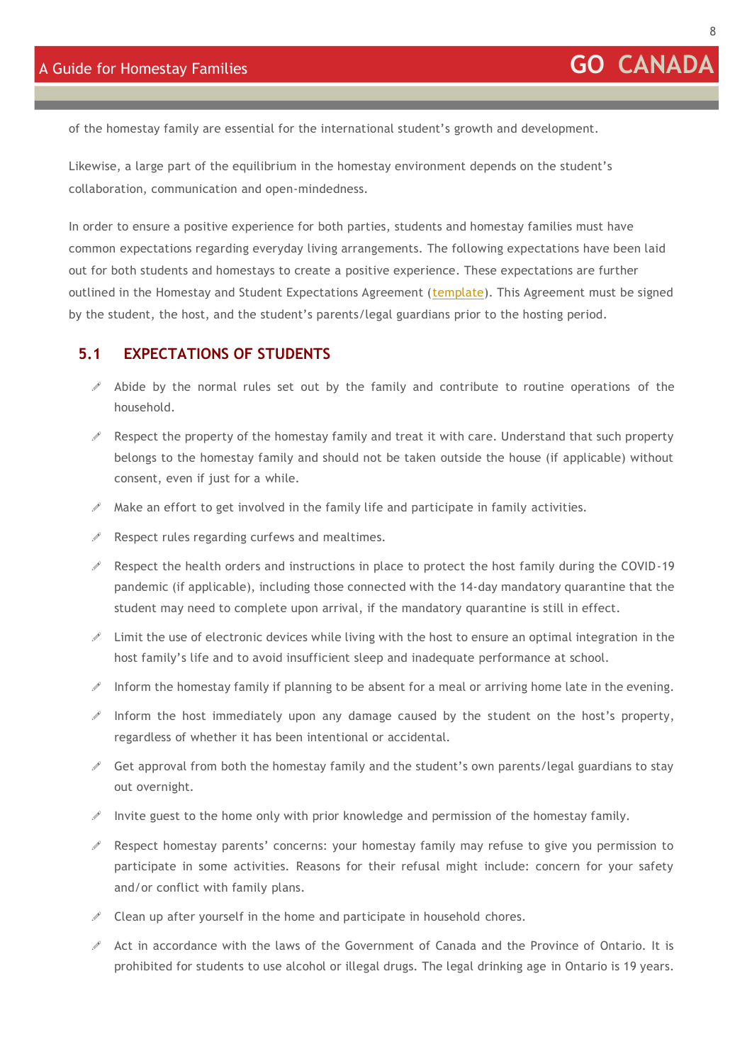of the homestay family are essential for the international student's growth and development.

Likewise, a large part of the equilibrium in the homestay environment depends on the student's collaboration, communication and open-mindedness.

In order to ensure a positive experience for both parties, students and homestay families must have common expectations regarding everyday living arrangements. The following expectations have been laid out for both students and homestays to create a positive experience. These expectations are further outlined in the Homestay and Student Expectations Agreement (template). This Agreement must be signed by the student, the host, and the student's parents/legal guardians prior to the hosting period.

## 5.1 EXPECTATIONS OF STUDENTS

- Abide by the normal rules set out by the family and contribute to routine operations of the household.
- Respect the property of the homestay family and treat it with care. Understand that such property belongs to the homestay family and should not be taken outside the house (if applicable) without consent, even if just for a while.
- Make an effort to get involved in the family life and participate in family activities.
- Respect rules regarding curfews and mealtimes.
- Respect the health orders and instructions in place to protect the host family during the COVID-19 pandemic (if applicable), including those connected with the 14-day mandatory quarantine that the student may need to complete upon arrival, if the mandatory quarantine is still in effect.
- Limit the use of electronic devices while living with the host to ensure an optimal integration in the host family's life and to avoid insufficient sleep and inadequate performance at school.
- Inform the homestay family if planning to be absent for a meal or arriving home late in the evening.
- Inform the host immediately upon any damage caused by the student on the host's property, regardless of whether it has been intentional or accidental.
- Get approval from both the homestay family and the student's own parents/legal guardians to stay out overnight.
- Invite guest to the home only with prior knowledge and permission of the homestay family.
- Respect homestay parents' concerns: your homestay family may refuse to give you permission to participate in some activities. Reasons for their refusal might include: concern for your safety and/or conflict with family plans.
- Clean up after yourself in the home and participate in household chores.
- Act in accordance with the laws of the Government of Canada and the Province of Ontario. It is prohibited for students to use alcohol or illegal drugs. The legal drinking age in Ontario is 19 years.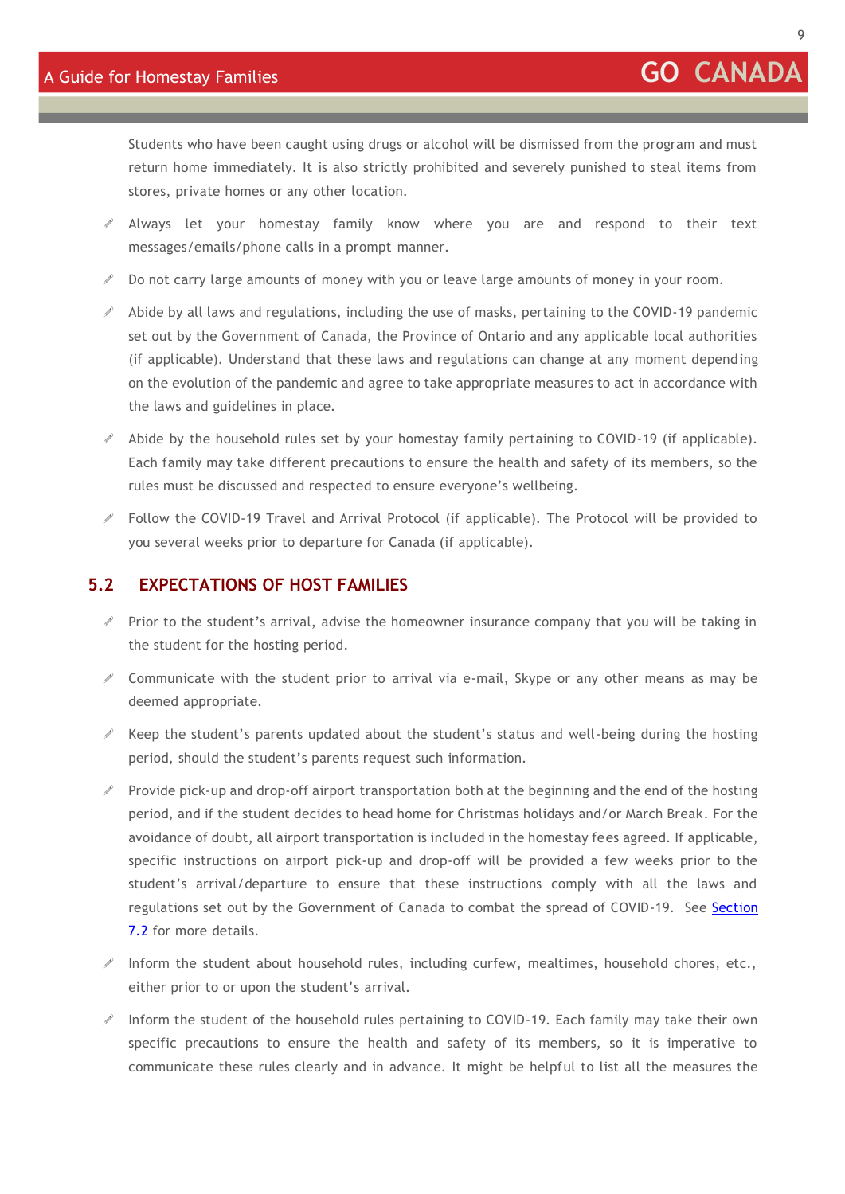Students who have been caught using drugs or alcohol will be dismissed from the program and must return home immediately. It is also strictly prohibited and severely punished to steal items from stores, private homes or any other location.

- Always let your homestay family know where you are and respond to their text messages/emails/phone calls in a prompt manner.
- Do not carry large amounts of money with you or leave large amounts of money in your room.
- Abide by all laws and regulations, including the use of masks, pertaining to the COVID-19 pandemic set out by the Government of Canada, the Province of Ontario and any applicable local authorities (if applicable). Understand that these laws and regulations can change at any moment depending on the evolution of the pandemic and agree to take appropriate measures to act in accordance with the laws and guidelines in place.
- Abide by the household rules set by your homestay family pertaining to COVID-19 (if applicable). Each family may take different precautions to ensure the health and safety of its members, so the rules must be discussed and respected to ensure everyone's wellbeing.
- Follow the COVID-19 Travel and Arrival Protocol (if applicable). The Protocol will be provided to you several weeks prior to departure for Canada (if applicable).

## 5.2 EXPECTATIONS OF HOST FAMILIES

- Prior to the student's arrival, advise the homeowner insurance company that you will be taking in the student for the hosting period.
- Communicate with the student prior to arrival via e-mail, Skype or any other means as may be deemed appropriate.
- Keep the student's parents updated about the student's status and well-being during the hosting period, should the student's parents request such information.
- Provide pick-up and drop-off airport transportation both at the beginning and the end of the hosting period, and if the student decides to head home for Christmas holidays and/or March Break. For the avoidance of doubt, all airport transportation is included in the homestay fees agreed. If applicable, specific instructions on airport pick-up and drop-off will be provided a few weeks prior to the student's arrival/departure to ensure that these instructions comply with all the laws and regulations set out by the Government of Canada to combat the spread of COVID-19. See Section 7.2 for more details.
- Inform the student about household rules, including curfew, mealtimes, household chores, etc., either prior to or upon the student's arrival.
- Inform the student of the household rules pertaining to COVID-19. Each family may take their own specific precautions to ensure the health and safety of its members, so it is imperative to communicate these rules clearly and in advance. It might be helpful to list all the measures the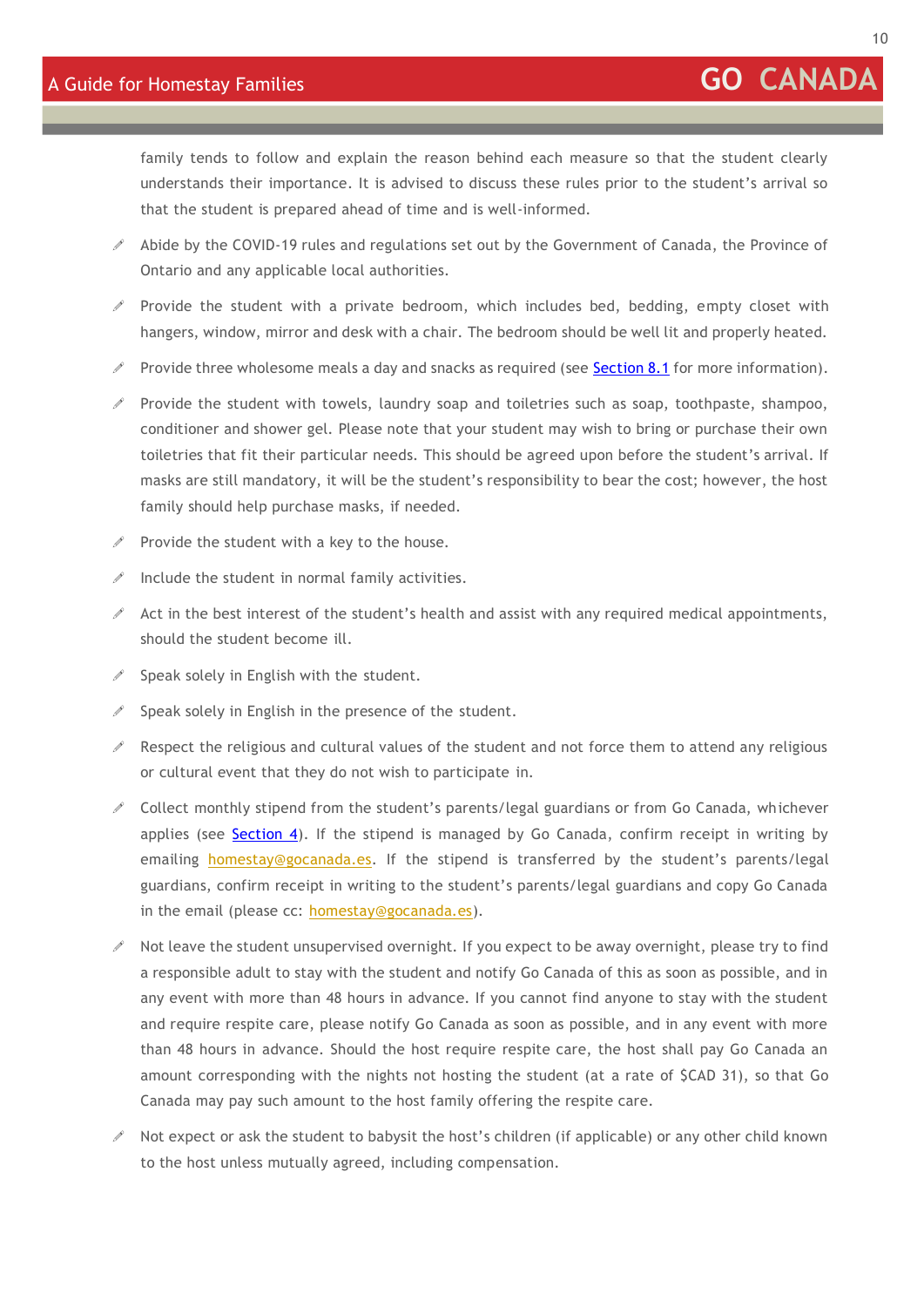family tends to follow and explain the reason behind each measure so that the student clearly understands their importance. It is advised to discuss these rules prior to the student's arrival so that the student is prepared ahead of time and is well-informed.

- Abide by the COVID-19 rules and regulations set out by the Government of Canada, the Province of Ontario and any applicable local authorities.
- Provide the student with a private bedroom, which includes bed, bedding, empty closet with hangers, window, mirror and desk with a chair. The bedroom should be well lit and properly heated.
- Provide three wholesome meals a day and snacks as required (see Section 8.1 for more information).
- Provide the student with towels, laundry soap and toiletries such as soap, toothpaste, shampoo, conditioner and shower gel. Please note that your student may wish to bring or purchase their own toiletries that fit their particular needs. This should be agreed upon before the student's arrival. If masks are still mandatory, it will be the student's responsibility to bear the cost; however, the host family should help purchase masks, if needed.
- Provide the student with a key to the house.
- Include the student in normal family activities.
- Act in the best interest of the student's health and assist with any required medical appointments, should the student become ill.
- Speak solely in English with the student.
- Speak solely in English in the presence of the student.
- Respect the religious and cultural values of the student and not force them to attend any religious or cultural event that they do not wish to participate in.
- Collect monthly stipend from the student's parents/legal guardians or from Go Canada, whichever applies (see Section 4). If the stipend is managed by Go Canada, confirm receipt in writing by emailing homestay@gocanada.es. If the stipend is transferred by the student's parents/legal guardians, confirm receipt in writing to the student's parents/legal guardians and copy Go Canada in the email (please cc: homestay@gocanada.es).
- Not leave the student unsupervised overnight. If you expect to be away overnight, please try to find a responsible adult to stay with the student and notify Go Canada of this as soon as possible, and in any event with more than 48 hours in advance. If you cannot find anyone to stay with the student and require respite care, please notify Go Canada as soon as possible, and in any event with more than 48 hours in advance. Should the host require respite care, the host shall pay Go Canada an amount corresponding with the nights not hosting the student (at a rate of $CAD 31), so that Go Canada may pay such amount to the host family offering the respite care.
- Not expect or ask the student to babysit the host's children (if applicable) or any other child known to the host unless mutually agreed, including compensation.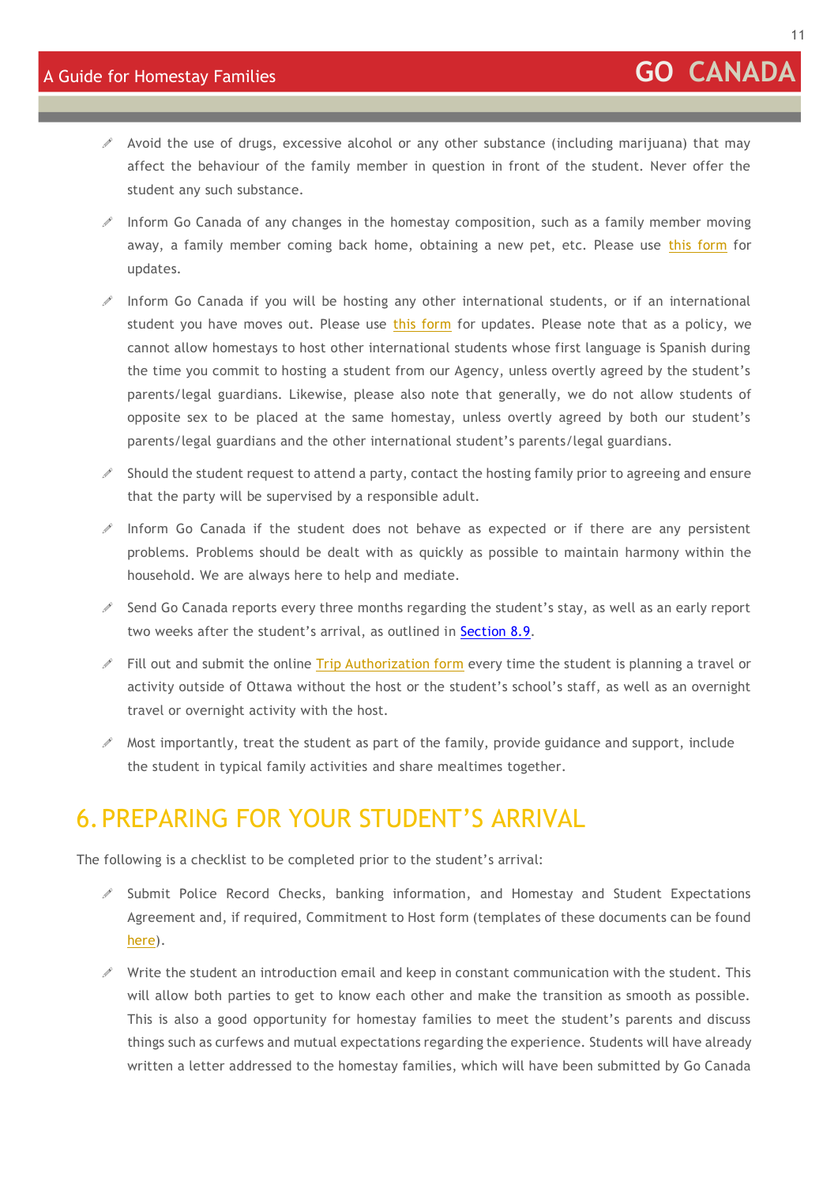- Avoid the use of drugs, excessive alcohol or any other substance (including marijuana) that may affect the behaviour of the family member in question in front of the student. Never offer the student any such substance.
- Inform Go Canada of any changes in the homestay composition, such as a family member moving away, a family member coming back home, obtaining a new pet, etc. Please use this form for updates.
- Inform Go Canada if you will be hosting any other international students, or if an international student you have moves out. Please use this form for updates. Please note that as a policy, we cannot allow homestays to host other international students whose first language is Spanish during the time you commit to hosting a student from our Agency, unless overtly agreed by the student's parents/legal guardians. Likewise, please also note that generally, we do not allow students of opposite sex to be placed at the same homestay, unless overtly agreed by both our student's parents/legal guardians and the other international student's parents/legal guardians.
- Should the student request to attend a party, contact the hosting family prior to agreeing and ensure that the party will be supervised by a responsible adult.
- Inform Go Canada if the student does not behave as expected or if there are any persistent problems. Problems should be dealt with as quickly as possible to maintain harmony within the household. We are always here to help and mediate.
- Send Go Canada reports every three months regarding the student's stay, as well as an early report two weeks after the student's arrival, as outlined in Section 8.9.
- Fill out and submit the online Trip Authorization form every time the student is planning a travel or activity outside of Ottawa without the host or the student's school's staff, as well as an overnight travel or overnight activity with the host.
- Most importantly, treat the student as part of the family, provide guidance and support, include the student in typical family activities and share mealtimes together.

# 6. PREPARING FOR YOUR STUDENT'S ARRIVAL

The following is a checklist to be completed prior to the student's arrival:

- Submit Police Record Checks, banking information, and Homestay and Student Expectations Agreement and, if required, Commitment to Host form (templates of these documents can be found here).
- Write the student an introduction email and keep in constant communication with the student. This will allow both parties to get to know each other and make the transition as smooth as possible. This is also a good opportunity for homestay families to meet the student's parents and discuss things such as curfews and mutual expectations regarding the experience. Students will have already written a letter addressed to the homestay families, which will have been submitted by Go Canada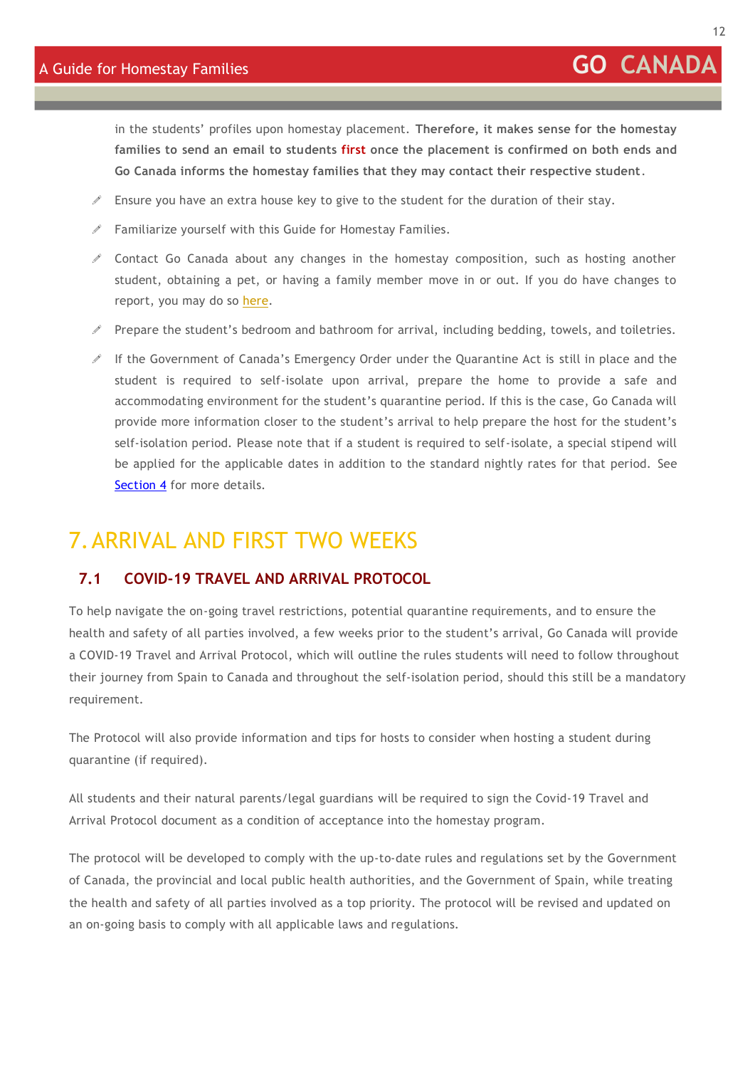in the students' profiles upon homestay placement. **Therefore, it makes sense for the homestay families to send an email to students first once the placement is confirmed on both ends and Go Canada informs the homestay families that they may contact their respective student**.

- Ensure you have an extra house key to give to the student for the duration of their stay.
- Familiarize yourself with this Guide for Homestay Families.
- Contact Go Canada about any changes in the homestay composition, such as hosting another student, obtaining a pet, or having a family member move in or out. If you do have changes to report, you may do so here.
- Prepare the student's bedroom and bathroom for arrival, including bedding, towels, and toiletries.
- If the Government of Canada's Emergency Order under the Quarantine Act is still in place and the student is required to self-isolate upon arrival, prepare the home to provide a safe and accommodating environment for the student's quarantine period. If this is the case, Go Canada will provide more information closer to the student's arrival to help prepare the host for the student's self-isolation period. Please note that if a student is required to self-isolate, a special stipend will be applied for the applicable dates in addition to the standard nightly rates for that period. See Section 4 for more details.

# 7. ARRIVAL AND FIRST TWO WEEKS

## 7.1 COVID-19 TRAVEL AND ARRIVAL PROTOCOL

To help navigate the on-going travel restrictions, potential quarantine requirements, and to ensure the health and safety of all parties involved, a few weeks prior to the student's arrival, Go Canada will provide a COVID-19 Travel and Arrival Protocol, which will outline the rules students will need to follow throughout their journey from Spain to Canada and throughout the self-isolation period, should this still be a mandatory requirement.

The Protocol will also provide information and tips for hosts to consider when hosting a student during quarantine (if required).

All students and their natural parents/legal guardians will be required to sign the Covid-19 Travel and Arrival Protocol document as a condition of acceptance into the homestay program.

The protocol will be developed to comply with the up-to-date rules and regulations set by the Government of Canada, the provincial and local public health authorities, and the Government of Spain, while treating the health and safety of all parties involved as a top priority. The protocol will be revised and updated on an on-going basis to comply with all applicable laws and regulations.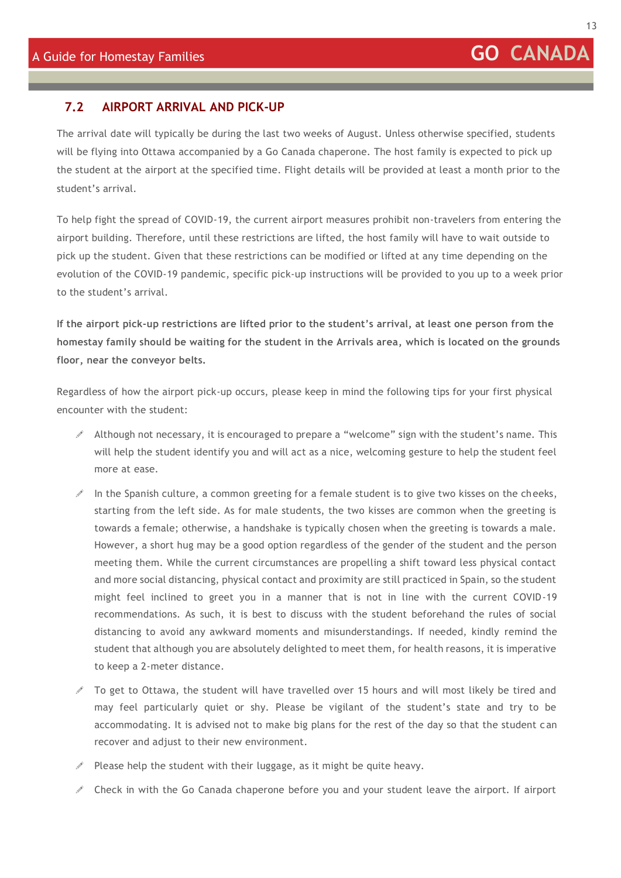## 7.2 AIRPORT ARRIVAL AND PICK-UP

The arrival date will typically be during the last two weeks of August. Unless otherwise specified, students will be flying into Ottawa accompanied by a Go Canada chaperone. The host family is expected to pick up the student at the airport at the specified time. Flight details will be provided at least a month prior to the student's arrival.

To help fight the spread of COVID-19, the current airport measures prohibit non-travelers from entering the airport building. Therefore, until these restrictions are lifted, the host family will have to wait outside to pick up the student. Given that these restrictions can be modified or lifted at any time depending on the evolution of the COVID-19 pandemic, specific pick-up instructions will be provided to you up to a week prior to the student's arrival.

**If the airport pick-up restrictions are lifted prior to the student's arrival, at least one person from the homestay family should be waiting for the student in the Arrivals area, which is located on the grounds floor, near the conveyor belts.**

Regardless of how the airport pick-up occurs, please keep in mind the following tips for your first physical encounter with the student:

- Although not necessary, it is encouraged to prepare a "welcome" sign with the student's name. This will help the student identify you and will act as a nice, welcoming gesture to help the student feel more at ease.
- In the Spanish culture, a common greeting for a female student is to give two kisses on the cheeks, starting from the left side. As for male students, the two kisses are common when the greeting is towards a female; otherwise, a handshake is typically chosen when the greeting is towards a male. However, a short hug may be a good option regardless of the gender of the student and the person meeting them. While the current circumstances are propelling a shift toward less physical contact and more social distancing, physical contact and proximity are still practiced in Spain, so the student might feel inclined to greet you in a manner that is not in line with the current COVID-19 recommendations. As such, it is best to discuss with the student beforehand the rules of social distancing to avoid any awkward moments and misunderstandings. If needed, kindly remind the student that although you are absolutely delighted to meet them, for health reasons, it is imperative to keep a 2-meter distance.
- To get to Ottawa, the student will have travelled over 15 hours and will most likely be tired and may feel particularly quiet or shy. Please be vigilant of the student's state and try to be accommodating. It is advised not to make big plans for the rest of the day so that the student can recover and adjust to their new environment.
- Please help the student with their luggage, as it might be quite heavy.
- Check in with the Go Canada chaperone before you and your student leave the airport. If airport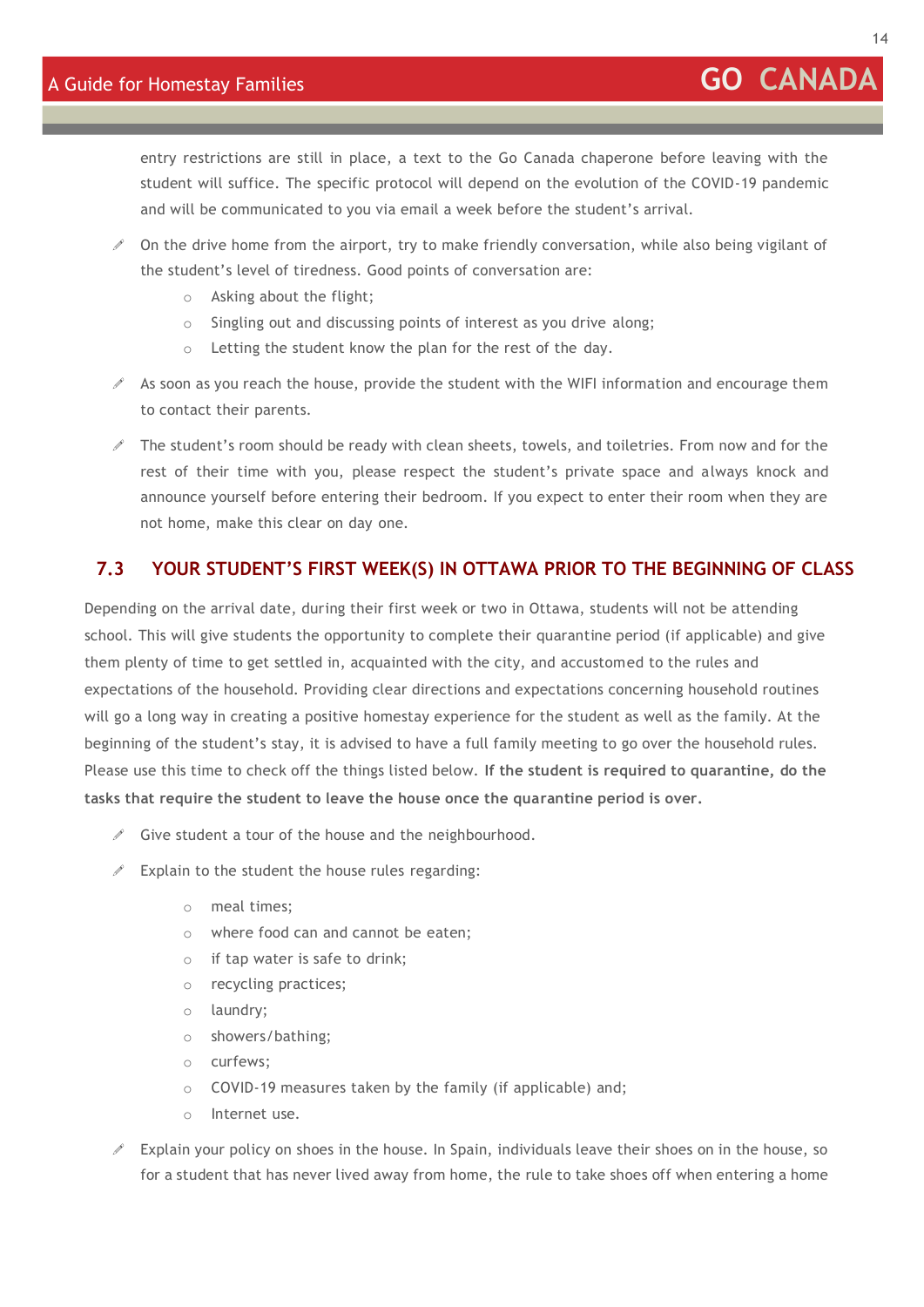entry restrictions are still in place, a text to the Go Canada chaperone before leaving with the student will suffice. The specific protocol will depend on the evolution of the COVID-19 pandemic and will be communicated to you via email a week before the student's arrival.

- On the drive home from the airport, try to make friendly conversation, while also being vigilant of the student's level of tiredness. Good points of conversation are:
  - Asking about the flight;
  - Singling out and discussing points of interest as you drive along;
  - Letting the student know the plan for the rest of the day.
- As soon as you reach the house, provide the student with the WIFI information and encourage them to contact their parents.
- The student's room should be ready with clean sheets, towels, and toiletries. From now and for the rest of their time with you, please respect the student's private space and always knock and announce yourself before entering their bedroom. If you expect to enter their room when they are not home, make this clear on day one.

## 7.3 YOUR STUDENT'S FIRST WEEK(S) IN OTTAWA PRIOR TO THE BEGINNING OF CLASS

Depending on the arrival date, during their first week or two in Ottawa, students will not be attending school. This will give students the opportunity to complete their quarantine period (if applicable) and give them plenty of time to get settled in, acquainted with the city, and accustomed to the rules and expectations of the household. Providing clear directions and expectations concerning household routines will go a long way in creating a positive homestay experience for the student as well as the family. At the beginning of the student's stay, it is advised to have a full family meeting to go over the household rules. Please use this time to check off the things listed below. **If the student is required to quarantine, do the tasks that require the student to leave the house once the quarantine period is over.**

- Give student a tour of the house and the neighbourhood.
- Explain to the student the house rules regarding:
  - meal times;
  - where food can and cannot be eaten;
  - if tap water is safe to drink;
  - recycling practices;
  - laundry;
  - showers/bathing;
  - curfews;
  - COVID-19 measures taken by the family (if applicable) and;
  - Internet use.
- Explain your policy on shoes in the house. In Spain, individuals leave their shoes on in the house, so for a student that has never lived away from home, the rule to take shoes off when entering a home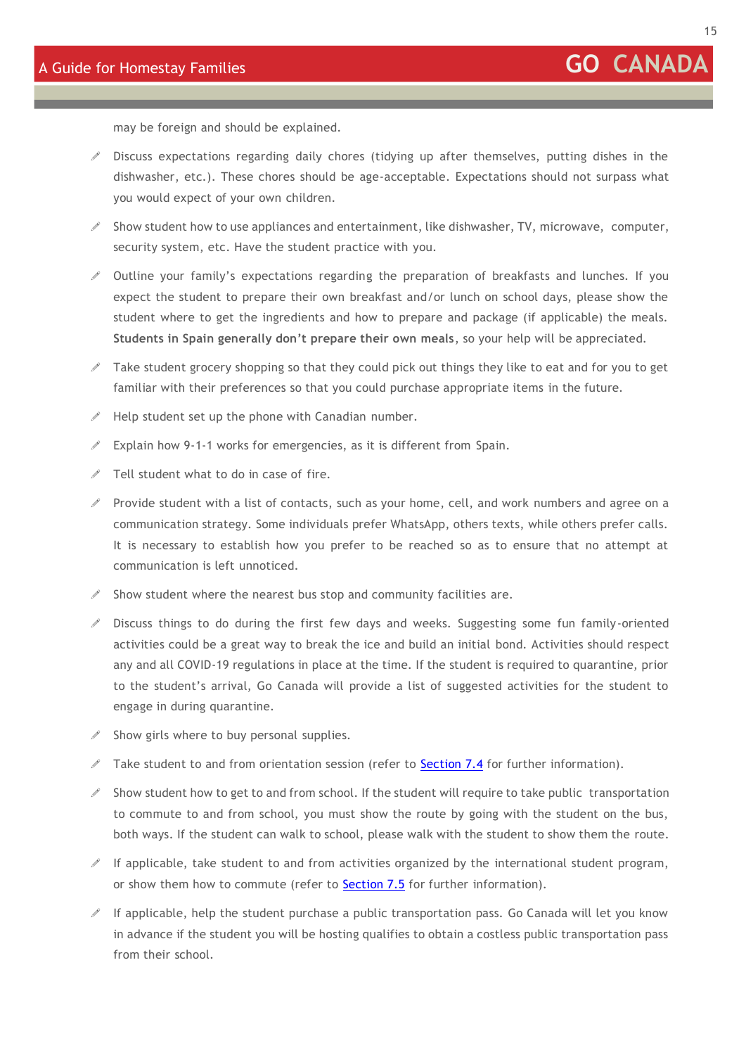may be foreign and should be explained.

- Discuss expectations regarding daily chores (tidying up after themselves, putting dishes in the dishwasher, etc.). These chores should be age-acceptable. Expectations should not surpass what you would expect of your own children.
- Show student how to use appliances and entertainment, like dishwasher, TV, microwave, computer, security system, etc. Have the student practice with you.
- Outline your family's expectations regarding the preparation of breakfasts and lunches. If you expect the student to prepare their own breakfast and/or lunch on school days, please show the student where to get the ingredients and how to prepare and package (if applicable) the meals. **Students in Spain generally don't prepare their own meals**, so your help will be appreciated.
- Take student grocery shopping so that they could pick out things they like to eat and for you to get familiar with their preferences so that you could purchase appropriate items in the future.
- Help student set up the phone with Canadian number.
- Explain how 9-1-1 works for emergencies, as it is different from Spain.
- Tell student what to do in case of fire.
- Provide student with a list of contacts, such as your home, cell, and work numbers and agree on a communication strategy. Some individuals prefer WhatsApp, others texts, while others prefer calls. It is necessary to establish how you prefer to be reached so as to ensure that no attempt at communication is left unnoticed.
- Show student where the nearest bus stop and community facilities are.
- Discuss things to do during the first few days and weeks. Suggesting some fun family-oriented activities could be a great way to break the ice and build an initial bond. Activities should respect any and all COVID-19 regulations in place at the time. If the student is required to quarantine, prior to the student's arrival, Go Canada will provide a list of suggested activities for the student to engage in during quarantine.
- Show girls where to buy personal supplies.
- Take student to and from orientation session (refer to Section 7.4 for further information).
- Show student how to get to and from school. If the student will require to take public transportation to commute to and from school, you must show the route by going with the student on the bus, both ways. If the student can walk to school, please walk with the student to show them the route.
- If applicable, take student to and from activities organized by the international student program, or show them how to commute (refer to Section 7.5 for further information).
- If applicable, help the student purchase a public transportation pass. Go Canada will let you know in advance if the student you will be hosting qualifies to obtain a costless public transportation pass from their school.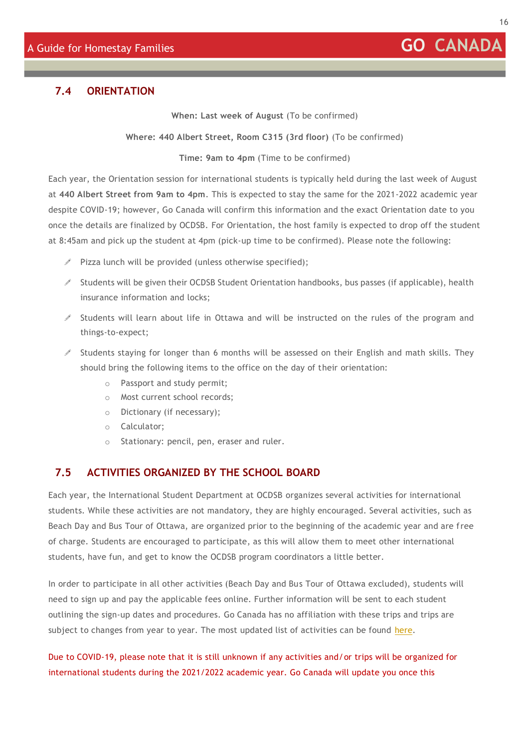## 7.4 ORIENTATION

**When: Last week of August** (To be confirmed)

**Where: 440 Albert Street, Room C315 (3rd floor)** (To be confirmed)

**Time: 9am to 4pm** (Time to be confirmed)

Each year, the Orientation session for international students is typically held during the last week of August at **440 Albert Street from 9am to 4pm**. This is expected to stay the same for the 2021-2022 academic year despite COVID-19; however, Go Canada will confirm this information and the exact Orientation date to you once the details are finalized by OCDSB. For Orientation, the host family is expected to drop off the student at 8:45am and pick up the student at 4pm (pick-up time to be confirmed). Please note the following:

- Pizza lunch will be provided (unless otherwise specified);
- Students will be given their OCDSB Student Orientation handbooks, bus passes (if applicable), health insurance information and locks;
- Students will learn about life in Ottawa and will be instructed on the rules of the program and things-to-expect;
- Students staying for longer than 6 months will be assessed on their English and math skills. They should bring the following items to the office on the day of their orientation:
  - Passport and study permit;
  - Most current school records;
  - Dictionary (if necessary);
  - Calculator;
  - Stationary: pencil, pen, eraser and ruler.

## 7.5 ACTIVITIES ORGANIZED BY THE SCHOOL BOARD

Each year, the International Student Department at OCDSB organizes several activities for international students. While these activities are not mandatory, they are highly encouraged. Several activities, such as Beach Day and Bus Tour of Ottawa, are organized prior to the beginning of the academic year and are free of charge. Students are encouraged to participate, as this will allow them to meet other international students, have fun, and get to know the OCDSB program coordinators a little better.

In order to participate in all other activities (Beach Day and Bus Tour of Ottawa excluded), students will need to sign up and pay the applicable fees online. Further information will be sent to each student outlining the sign-up dates and procedures. Go Canada has no affiliation with these trips and trips are subject to changes from year to year. The most updated list of activities can be found here.

Due to COVID-19, please note that it is still unknown if any activities and/or trips will be organized for international students during the 2021/2022 academic year. Go Canada will update you once this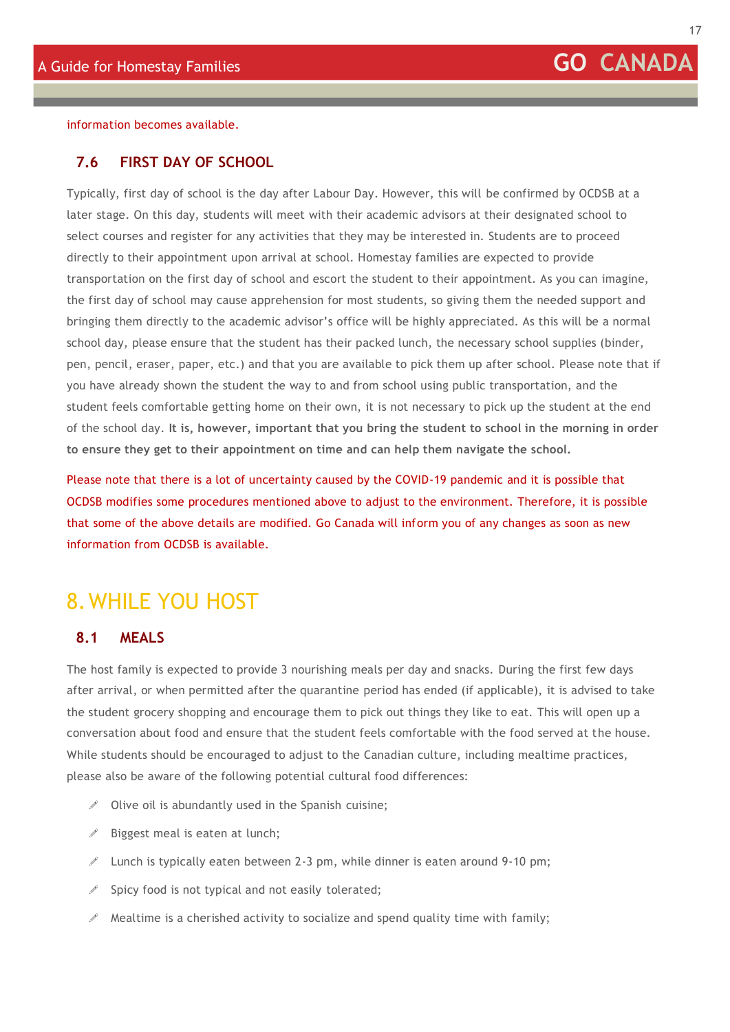information becomes available.

### 7.6 FIRST DAY OF SCHOOL

Typically, first day of school is the day after Labour Day. However, this will be confirmed by OCDSB at a later stage. On this day, students will meet with their academic advisors at their designated school to select courses and register for any activities that they may be interested in. Students are to proceed directly to their appointment upon arrival at school. Homestay families are expected to provide transportation on the first day of school and escort the student to their appointment. As you can imagine, the first day of school may cause apprehension for most students, so giving them the needed support and bringing them directly to the academic advisor's office will be highly appreciated. As this will be a normal school day, please ensure that the student has their packed lunch, the necessary school supplies (binder, pen, pencil, eraser, paper, etc.) and that you are available to pick them up after school. Please note that if you have already shown the student the way to and from school using public transportation, and the student feels comfortable getting home on their own, it is not necessary to pick up the student at the end of the school day. **It is, however, important that you bring the student to school in the morning in order to ensure they get to their appointment on time and can help them navigate the school.**

Please note that there is a lot of uncertainty caused by the COVID-19 pandemic and it is possible that OCDSB modifies some procedures mentioned above to adjust to the environment. Therefore, it is possible that some of the above details are modified. Go Canada will inform you of any changes as soon as new information from OCDSB is available.

## 8. WHILE YOU HOST

### 8.1 MEALS

The host family is expected to provide 3 nourishing meals per day and snacks. During the first few days after arrival, or when permitted after the quarantine period has ended (if applicable), it is advised to take the student grocery shopping and encourage them to pick out things they like to eat. This will open up a conversation about food and ensure that the student feels comfortable with the food served at the house. While students should be encouraged to adjust to the Canadian culture, including mealtime practices, please also be aware of the following potential cultural food differences:

- Olive oil is abundantly used in the Spanish cuisine;
- Biggest meal is eaten at lunch;
- Lunch is typically eaten between 2-3 pm, while dinner is eaten around 9-10 pm;
- Spicy food is not typical and not easily tolerated;
- Mealtime is a cherished activity to socialize and spend quality time with family;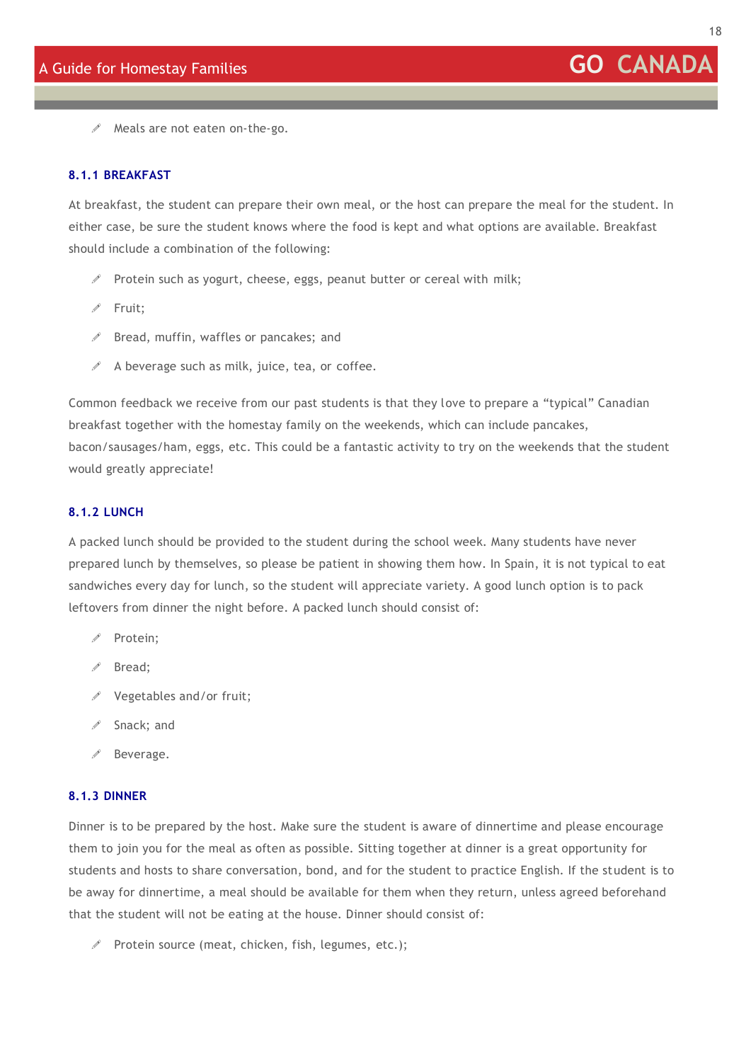- Meals are not eaten on-the-go.

#### 8.1.1 BREAKFAST

At breakfast, the student can prepare their own meal, or the host can prepare the meal for the student. In either case, be sure the student knows where the food is kept and what options are available. Breakfast should include a combination of the following:

- Protein such as yogurt, cheese, eggs, peanut butter or cereal with milk;
- Fruit;
- Bread, muffin, waffles or pancakes; and
- A beverage such as milk, juice, tea, or coffee.

Common feedback we receive from our past students is that they love to prepare a "typical" Canadian breakfast together with the homestay family on the weekends, which can include pancakes, bacon/sausages/ham, eggs, etc. This could be a fantastic activity to try on the weekends that the student would greatly appreciate!

#### 8.1.2 LUNCH

A packed lunch should be provided to the student during the school week. Many students have never prepared lunch by themselves, so please be patient in showing them how. In Spain, it is not typical to eat sandwiches every day for lunch, so the student will appreciate variety. A good lunch option is to pack leftovers from dinner the night before. A packed lunch should consist of:

- Protein;
- Bread;
- Vegetables and/or fruit;
- Snack; and
- Beverage.

#### 8.1.3 DINNER

Dinner is to be prepared by the host. Make sure the student is aware of dinnertime and please encourage them to join you for the meal as often as possible. Sitting together at dinner is a great opportunity for students and hosts to share conversation, bond, and for the student to practice English. If the student is to be away for dinnertime, a meal should be available for them when they return, unless agreed beforehand that the student will not be eating at the house. Dinner should consist of:

- Protein source (meat, chicken, fish, legumes, etc.);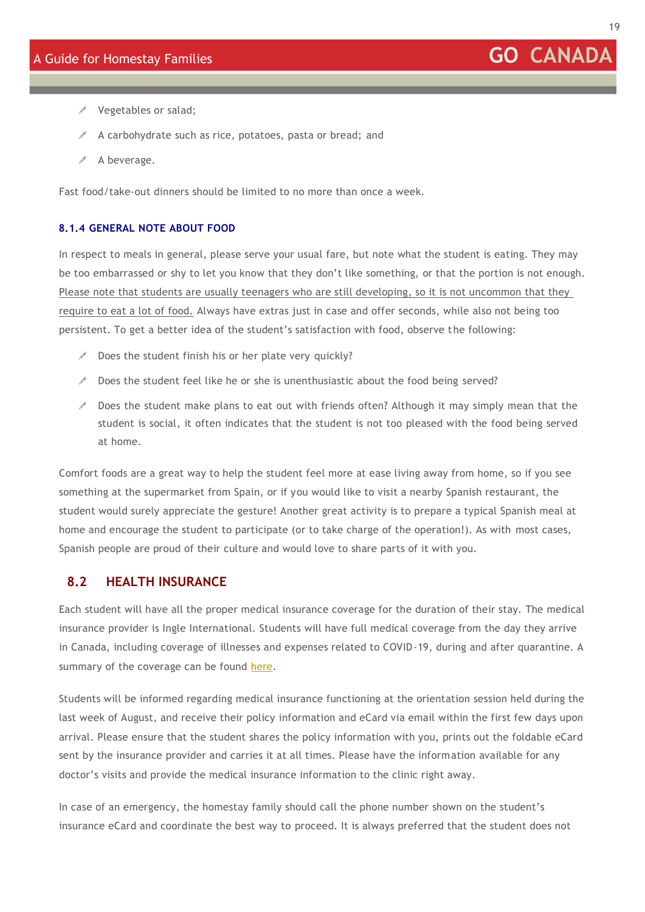- Vegetables or salad;
- A carbohydrate such as rice, potatoes, pasta or bread; and
- A beverage.

Fast food/take-out dinners should be limited to no more than once a week.

### 8.1.4 GENERAL NOTE ABOUT FOOD

In respect to meals in general, please serve your usual fare, but note what the student is eating. They may be too embarrassed or shy to let you know that they don't like something, or that the portion is not enough. Please note that students are usually teenagers who are still developing, so it is not uncommon that they require to eat a lot of food. Always have extras just in case and offer seconds, while also not being too persistent. To get a better idea of the student's satisfaction with food, observe the following:

- Does the student finish his or her plate very quickly?
- Does the student feel like he or she is unenthusiastic about the food being served?
- Does the student make plans to eat out with friends often? Although it may simply mean that the student is social, it often indicates that the student is not too pleased with the food being served at home.

Comfort foods are a great way to help the student feel more at ease living away from home, so if you see something at the supermarket from Spain, or if you would like to visit a nearby Spanish restaurant, the student would surely appreciate the gesture! Another great activity is to prepare a typical Spanish meal at home and encourage the student to participate (or to take charge of the operation!). As with most cases, Spanish people are proud of their culture and would love to share parts of it with you.

## 8.2 HEALTH INSURANCE

Each student will have all the proper medical insurance coverage for the duration of their stay. The medical insurance provider is Ingle International. Students will have full medical coverage from the day they arrive in Canada, including coverage of illnesses and expenses related to COVID-19, during and after quarantine. A summary of the coverage can be found here.

Students will be informed regarding medical insurance functioning at the orientation session held during the last week of August, and receive their policy information and eCard via email within the first few days upon arrival. Please ensure that the student shares the policy information with you, prints out the foldable eCard sent by the insurance provider and carries it at all times. Please have the information available for any doctor's visits and provide the medical insurance information to the clinic right away.

In case of an emergency, the homestay family should call the phone number shown on the student's insurance eCard and coordinate the best way to proceed. It is always preferred that the student does not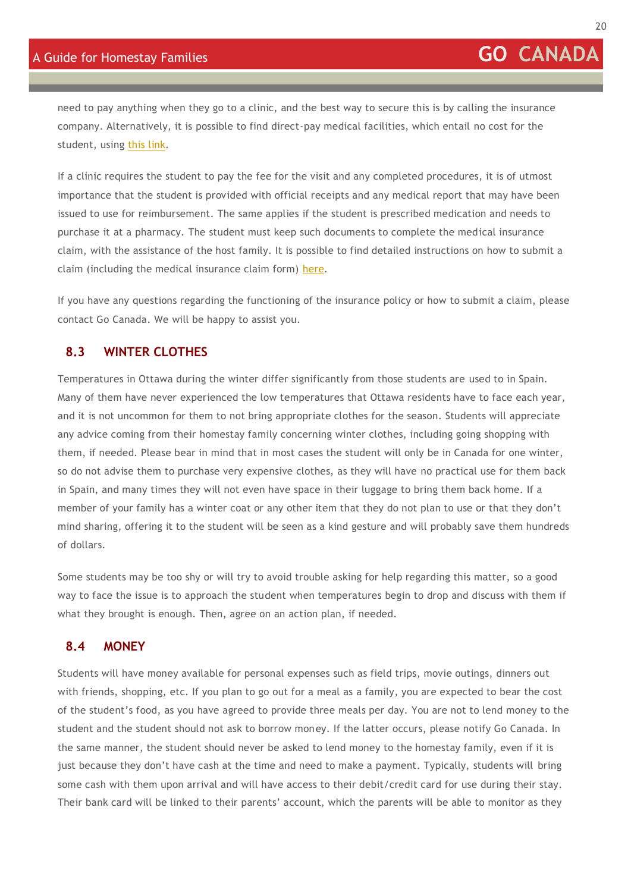need to pay anything when they go to a clinic, and the best way to secure this is by calling the insurance company. Alternatively, it is possible to find direct-pay medical facilities, which entail no cost for the student, using this link.

If a clinic requires the student to pay the fee for the visit and any completed procedures, it is of utmost importance that the student is provided with official receipts and any medical report that may have been issued to use for reimbursement. The same applies if the student is prescribed medication and needs to purchase it at a pharmacy. The student must keep such documents to complete the medical insurance claim, with the assistance of the host family. It is possible to find detailed instructions on how to submit a claim (including the medical insurance claim form) here.

If you have any questions regarding the functioning of the insurance policy or how to submit a claim, please contact Go Canada. We will be happy to assist you.

## 8.3 WINTER CLOTHES

Temperatures in Ottawa during the winter differ significantly from those students are used to in Spain. Many of them have never experienced the low temperatures that Ottawa residents have to face each year, and it is not uncommon for them to not bring appropriate clothes for the season. Students will appreciate any advice coming from their homestay family concerning winter clothes, including going shopping with them, if needed. Please bear in mind that in most cases the student will only be in Canada for one winter, so do not advise them to purchase very expensive clothes, as they will have no practical use for them back in Spain, and many times they will not even have space in their luggage to bring them back home. If a member of your family has a winter coat or any other item that they do not plan to use or that they don't mind sharing, offering it to the student will be seen as a kind gesture and will probably save them hundreds of dollars.

Some students may be too shy or will try to avoid trouble asking for help regarding this matter, so a good way to face the issue is to approach the student when temperatures begin to drop and discuss with them if what they brought is enough. Then, agree on an action plan, if needed.

## 8.4 MONEY

Students will have money available for personal expenses such as field trips, movie outings, dinners out with friends, shopping, etc. If you plan to go out for a meal as a family, you are expected to bear the cost of the student's food, as you have agreed to provide three meals per day. You are not to lend money to the student and the student should not ask to borrow money. If the latter occurs, please notify Go Canada. In the same manner, the student should never be asked to lend money to the homestay family, even if it is just because they don't have cash at the time and need to make a payment. Typically, students will bring some cash with them upon arrival and will have access to their debit/credit card for use during their stay. Their bank card will be linked to their parents' account, which the parents will be able to monitor as they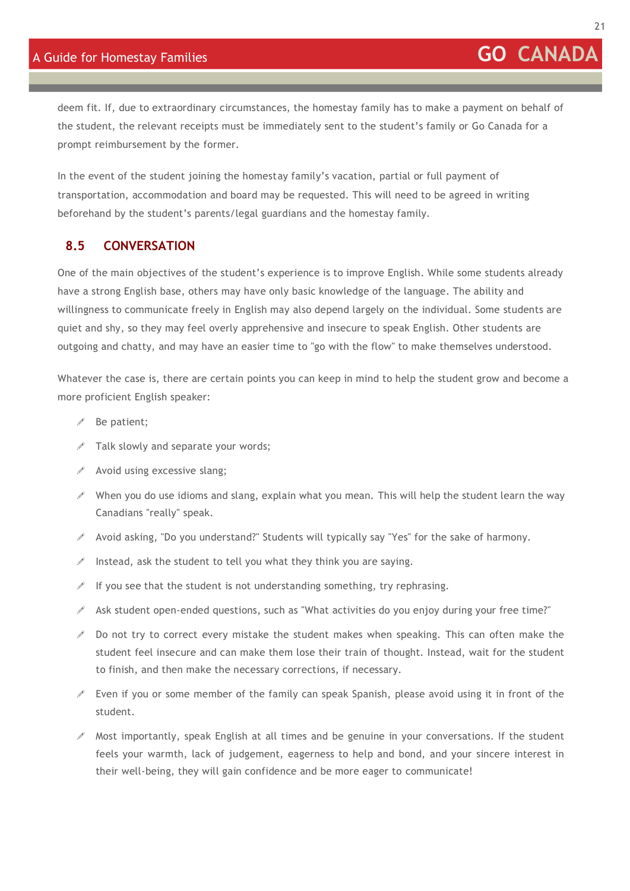deem fit. If, due to extraordinary circumstances, the homestay family has to make a payment on behalf of the student, the relevant receipts must be immediately sent to the student's family or Go Canada for a prompt reimbursement by the former.

In the event of the student joining the homestay family's vacation, partial or full payment of transportation, accommodation and board may be requested. This will need to be agreed in writing beforehand by the student's parents/legal guardians and the homestay family.

## 8.5 CONVERSATION

One of the main objectives of the student's experience is to improve English. While some students already have a strong English base, others may have only basic knowledge of the language. The ability and willingness to communicate freely in English may also depend largely on the individual. Some students are quiet and shy, so they may feel overly apprehensive and insecure to speak English. Other students are outgoing and chatty, and may have an easier time to "go with the flow" to make themselves understood.

Whatever the case is, there are certain points you can keep in mind to help the student grow and become a more proficient English speaker:

- Be patient;
- Talk slowly and separate your words;
- Avoid using excessive slang;
- When you do use idioms and slang, explain what you mean. This will help the student learn the way Canadians "really" speak.
- Avoid asking, "Do you understand?" Students will typically say "Yes" for the sake of harmony.
- Instead, ask the student to tell you what they think you are saying.
- If you see that the student is not understanding something, try rephrasing.
- Ask student open-ended questions, such as "What activities do you enjoy during your free time?"
- Do not try to correct every mistake the student makes when speaking. This can often make the student feel insecure and can make them lose their train of thought. Instead, wait for the student to finish, and then make the necessary corrections, if necessary.
- Even if you or some member of the family can speak Spanish, please avoid using it in front of the student.
- Most importantly, speak English at all times and be genuine in your conversations. If the student feels your warmth, lack of judgement, eagerness to help and bond, and your sincere interest in their well-being, they will gain confidence and be more eager to communicate!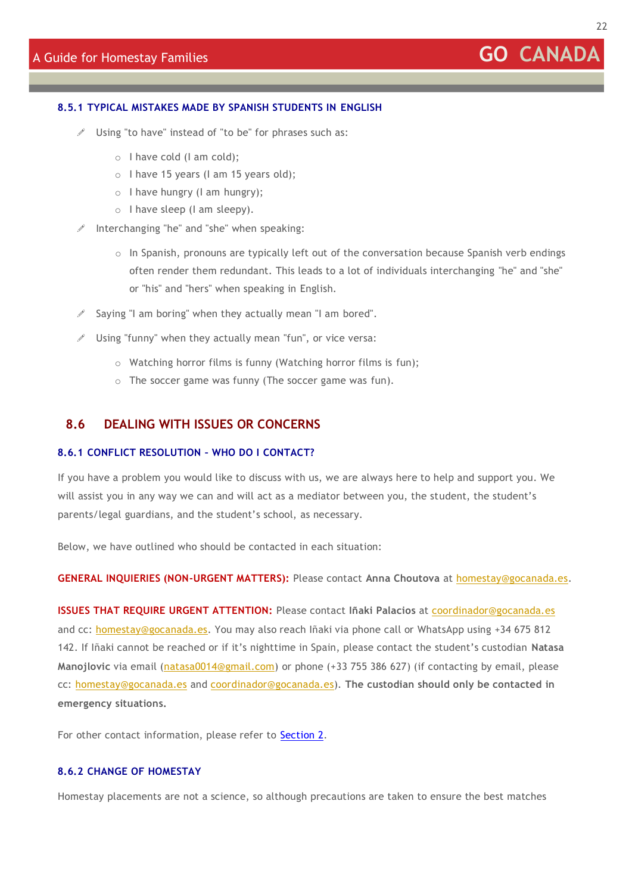#### 8.5.1 TYPICAL MISTAKES MADE BY SPANISH STUDENTS IN ENGLISH

- Using "to have" instead of "to be" for phrases such as:
  - I have cold (I am cold);
  - I have 15 years (I am 15 years old);
  - I have hungry (I am hungry);
  - I have sleep (I am sleepy).
- Interchanging "he" and "she" when speaking:
  - In Spanish, pronouns are typically left out of the conversation because Spanish verb endings often render them redundant. This leads to a lot of individuals interchanging "he" and "she" or "his" and "hers" when speaking in English.
- Saying "I am boring" when they actually mean "I am bored".
- Using "funny" when they actually mean "fun", or vice versa:
  - Watching horror films is funny (Watching horror films is fun);
  - The soccer game was funny (The soccer game was fun).

### 8.6 DEALING WITH ISSUES OR CONCERNS

#### 8.6.1 CONFLICT RESOLUTION – WHO DO I CONTACT?

If you have a problem you would like to discuss with us, we are always here to help and support you. We will assist you in any way we can and will act as a mediator between you, the student, the student's parents/legal guardians, and the student's school, as necessary.

Below, we have outlined who should be contacted in each situation:

**GENERAL INQUIERIES (NON-URGENT MATTERS):** Please contact **Anna Choutova** at homestay@gocanada.es.

**ISSUES THAT REQUIRE URGENT ATTENTION:** Please contact **Iñaki Palacios** at coordinador@gocanada.es and cc: homestay@gocanada.es. You may also reach Iñaki via phone call or WhatsApp using +34 675 812 142. If Iñaki cannot be reached or if it's nighttime in Spain, please contact the student's custodian **Natasa Manojlovic** via email (natasa0014@gmail.com) or phone (+33 755 386 627) (if contacting by email, please cc: homestay@gocanada.es and coordinador@gocanada.es). **The custodian should only be contacted in emergency situations.**

For other contact information, please refer to Section 2.

#### 8.6.2 CHANGE OF HOMESTAY

Homestay placements are not a science, so although precautions are taken to ensure the best matches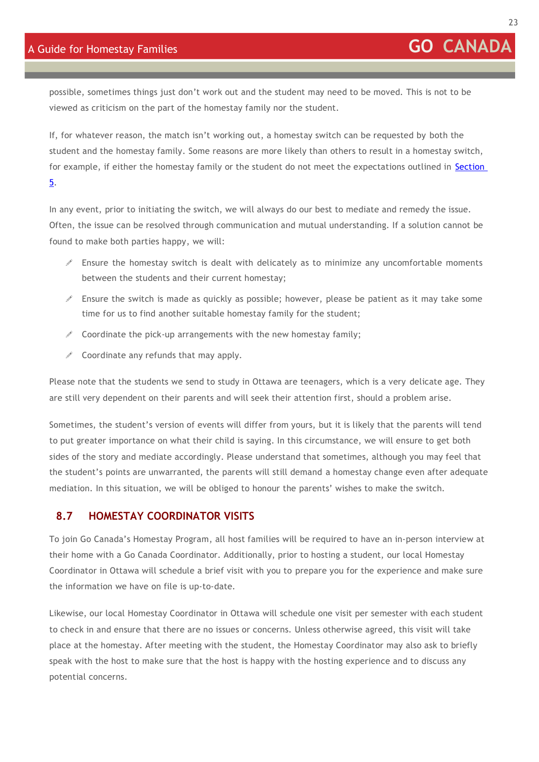possible, sometimes things just don't work out and the student may need to be moved. This is not to be viewed as criticism on the part of the homestay family nor the student.

If, for whatever reason, the match isn't working out, a homestay switch can be requested by both the student and the homestay family. Some reasons are more likely than others to result in a homestay switch, for example, if either the homestay family or the student do not meet the expectations outlined in Section 5.

In any event, prior to initiating the switch, we will always do our best to mediate and remedy the issue. Often, the issue can be resolved through communication and mutual understanding. If a solution cannot be found to make both parties happy, we will:

- Ensure the homestay switch is dealt with delicately as to minimize any uncomfortable moments between the students and their current homestay;
- Ensure the switch is made as quickly as possible; however, please be patient as it may take some time for us to find another suitable homestay family for the student;
- Coordinate the pick-up arrangements with the new homestay family;
- Coordinate any refunds that may apply.

Please note that the students we send to study in Ottawa are teenagers, which is a very delicate age. They are still very dependent on their parents and will seek their attention first, should a problem arise.

Sometimes, the student's version of events will differ from yours, but it is likely that the parents will tend to put greater importance on what their child is saying. In this circumstance, we will ensure to get both sides of the story and mediate accordingly. Please understand that sometimes, although you may feel that the student's points are unwarranted, the parents will still demand a homestay change even after adequate mediation. In this situation, we will be obliged to honour the parents' wishes to make the switch.

## 8.7 HOMESTAY COORDINATOR VISITS

To join Go Canada's Homestay Program, all host families will be required to have an in-person interview at their home with a Go Canada Coordinator. Additionally, prior to hosting a student, our local Homestay Coordinator in Ottawa will schedule a brief visit with you to prepare you for the experience and make sure the information we have on file is up-to-date.

Likewise, our local Homestay Coordinator in Ottawa will schedule one visit per semester with each student to check in and ensure that there are no issues or concerns. Unless otherwise agreed, this visit will take place at the homestay. After meeting with the student, the Homestay Coordinator may also ask to briefly speak with the host to make sure that the host is happy with the hosting experience and to discuss any potential concerns.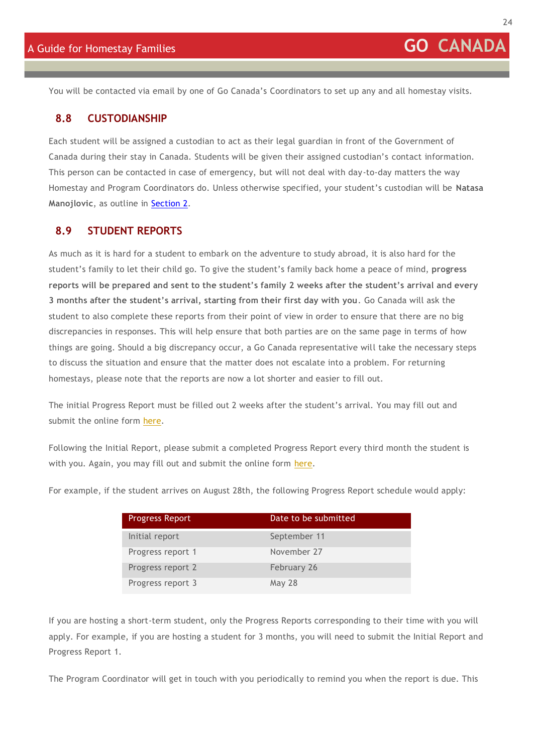You will be contacted via email by one of Go Canada's Coordinators to set up any and all homestay visits.

## 8.8 CUSTODIANSHIP

Each student will be assigned a custodian to act as their legal guardian in front of the Government of Canada during their stay in Canada. Students will be given their assigned custodian's contact information. This person can be contacted in case of emergency, but will not deal with day-to-day matters the way Homestay and Program Coordinators do. Unless otherwise specified, your student's custodian will be **Natasa Manojlovic**, as outline in Section 2.

## 8.9 STUDENT REPORTS

As much as it is hard for a student to embark on the adventure to study abroad, it is also hard for the student's family to let their child go. To give the student's family back home a peace of mind, **progress reports will be prepared and sent to the student's family 2 weeks after the student's arrival and every 3 months after the student's arrival, starting from their first day with you**. Go Canada will ask the student to also complete these reports from their point of view in order to ensure that there are no big discrepancies in responses. This will help ensure that both parties are on the same page in terms of how things are going. Should a big discrepancy occur, a Go Canada representative will take the necessary steps to discuss the situation and ensure that the matter does not escalate into a problem. For returning homestays, please note that the reports are now a lot shorter and easier to fill out.

The initial Progress Report must be filled out 2 weeks after the student's arrival. You may fill out and submit the online form here.

Following the Initial Report, please submit a completed Progress Report every third month the student is with you. Again, you may fill out and submit the online form here.

For example, if the student arrives on August 28th, the following Progress Report schedule would apply:

| Progress Report | Date to be submitted |
|---|---|
| Initial report | September 11 |
| Progress report 1 | November 27 |
| Progress report 2 | February 26 |
| Progress report 3 | May 28 |

If you are hosting a short-term student, only the Progress Reports corresponding to their time with you will apply. For example, if you are hosting a student for 3 months, you will need to submit the Initial Report and Progress Report 1.

The Program Coordinator will get in touch with you periodically to remind you when the report is due. This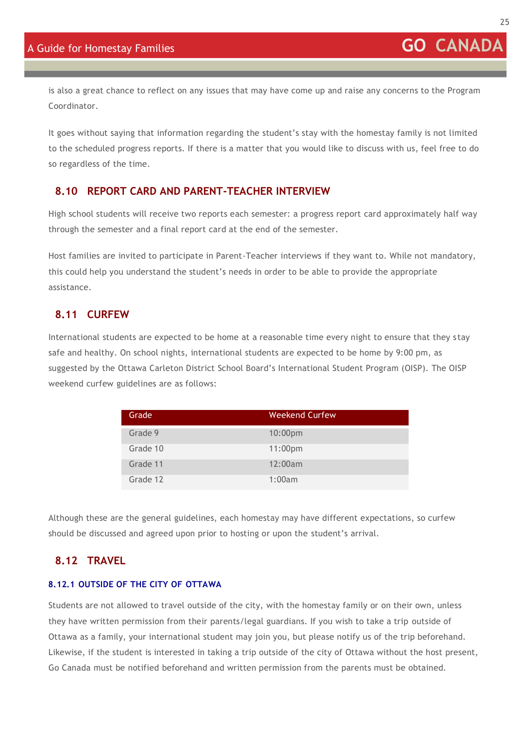is also a great chance to reflect on any issues that may have come up and raise any concerns to the Program Coordinator.

It goes without saying that information regarding the student's stay with the homestay family is not limited to the scheduled progress reports. If there is a matter that you would like to discuss with us, feel free to do so regardless of the time.

## 8.10 REPORT CARD AND PARENT-TEACHER INTERVIEW

High school students will receive two reports each semester: a progress report card approximately half way through the semester and a final report card at the end of the semester.

Host families are invited to participate in Parent-Teacher interviews if they want to. While not mandatory, this could help you understand the student's needs in order to be able to provide the appropriate assistance.

## 8.11 CURFEW

International students are expected to be home at a reasonable time every night to ensure that they stay safe and healthy. On school nights, international students are expected to be home by 9:00 pm, as suggested by the Ottawa Carleton District School Board's International Student Program (OISP). The OISP weekend curfew guidelines are as follows:

| Grade | Weekend Curfew |
|---|---|
| Grade 9 | 10:00pm |
| Grade 10 | 11:00pm |
| Grade 11 | 12:00am |
| Grade 12 | 1:00am |

Although these are the general guidelines, each homestay may have different expectations, so curfew should be discussed and agreed upon prior to hosting or upon the student's arrival.

## 8.12 TRAVEL

### 8.12.1 OUTSIDE OF THE CITY OF OTTAWA

Students are not allowed to travel outside of the city, with the homestay family or on their own, unless they have written permission from their parents/legal guardians. If you wish to take a trip outside of Ottawa as a family, your international student may join you, but please notify us of the trip beforehand. Likewise, if the student is interested in taking a trip outside of the city of Ottawa without the host present, Go Canada must be notified beforehand and written permission from the parents must be obtained.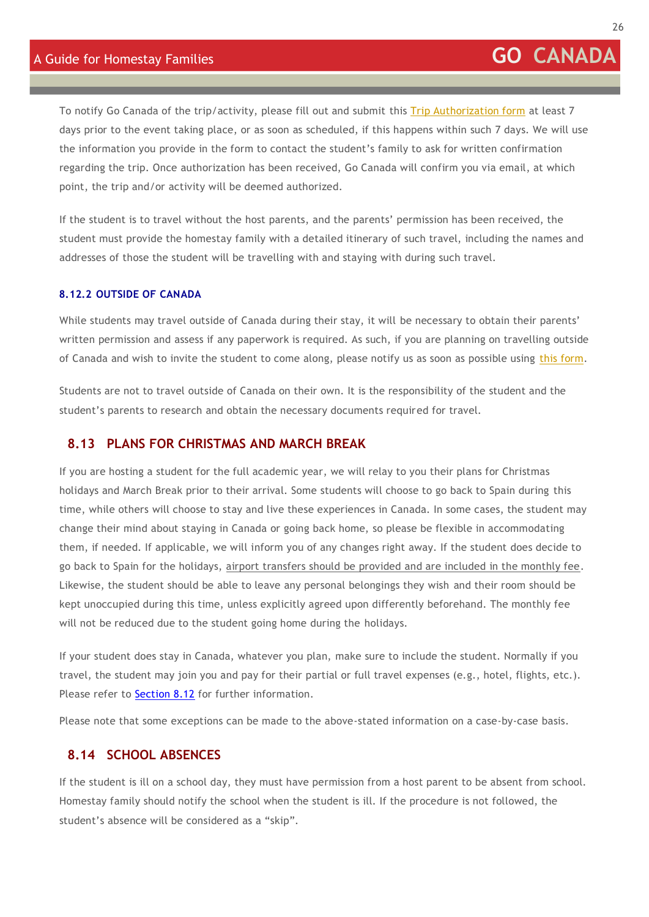To notify Go Canada of the trip/activity, please fill out and submit this Trip Authorization form at least 7 days prior to the event taking place, or as soon as scheduled, if this happens within such 7 days. We will use the information you provide in the form to contact the student's family to ask for written confirmation regarding the trip. Once authorization has been received, Go Canada will confirm you via email, at which point, the trip and/or activity will be deemed authorized.

If the student is to travel without the host parents, and the parents' permission has been received, the student must provide the homestay family with a detailed itinerary of such travel, including the names and addresses of those the student will be travelling with and staying with during such travel.

### 8.12.2 OUTSIDE OF CANADA

While students may travel outside of Canada during their stay, it will be necessary to obtain their parents' written permission and assess if any paperwork is required. As such, if you are planning on travelling outside of Canada and wish to invite the student to come along, please notify us as soon as possible using this form.

Students are not to travel outside of Canada on their own. It is the responsibility of the student and the student's parents to research and obtain the necessary documents required for travel.

## 8.13 PLANS FOR CHRISTMAS AND MARCH BREAK

If you are hosting a student for the full academic year, we will relay to you their plans for Christmas holidays and March Break prior to their arrival. Some students will choose to go back to Spain during this time, while others will choose to stay and live these experiences in Canada. In some cases, the student may change their mind about staying in Canada or going back home, so please be flexible in accommodating them, if needed. If applicable, we will inform you of any changes right away. If the student does decide to go back to Spain for the holidays, airport transfers should be provided and are included in the monthly fee. Likewise, the student should be able to leave any personal belongings they wish and their room should be kept unoccupied during this time, unless explicitly agreed upon differently beforehand. The monthly fee will not be reduced due to the student going home during the holidays.

If your student does stay in Canada, whatever you plan, make sure to include the student. Normally if you travel, the student may join you and pay for their partial or full travel expenses (e.g., hotel, flights, etc.). Please refer to Section 8.12 for further information.

Please note that some exceptions can be made to the above-stated information on a case-by-case basis.

## 8.14 SCHOOL ABSENCES

If the student is ill on a school day, they must have permission from a host parent to be absent from school. Homestay family should notify the school when the student is ill. If the procedure is not followed, the student's absence will be considered as a "skip".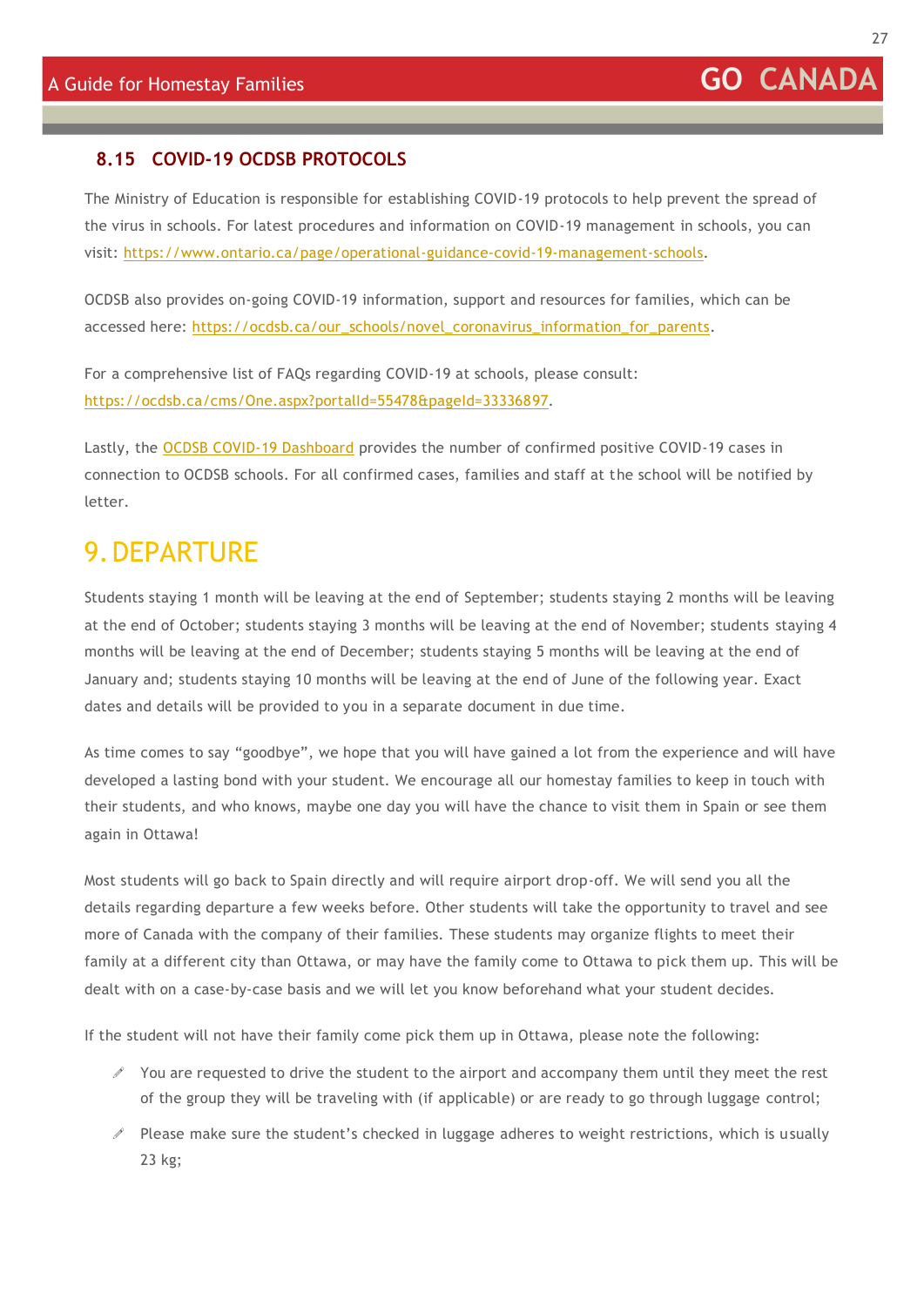### 8.15 COVID-19 OCDSB PROTOCOLS

The Ministry of Education is responsible for establishing COVID-19 protocols to help prevent the spread of the virus in schools. For latest procedures and information on COVID-19 management in schools, you can visit: https://www.ontario.ca/page/operational-guidance-covid-19-management-schools.

OCDSB also provides on-going COVID-19 information, support and resources for families, which can be accessed here: https://ocdsb.ca/our_schools/novel_coronavirus_information_for_parents.

For a comprehensive list of FAQs regarding COVID-19 at schools, please consult: https://ocdsb.ca/cms/One.aspx?portalId=55478&pageId=33336897.

Lastly, the OCDSB COVID-19 Dashboard provides the number of confirmed positive COVID-19 cases in connection to OCDSB schools. For all confirmed cases, families and staff at the school will be notified by letter.

# 9. DEPARTURE

Students staying 1 month will be leaving at the end of September; students staying 2 months will be leaving at the end of October; students staying 3 months will be leaving at the end of November; students staying 4 months will be leaving at the end of December; students staying 5 months will be leaving at the end of January and; students staying 10 months will be leaving at the end of June of the following year. Exact dates and details will be provided to you in a separate document in due time.

As time comes to say "goodbye", we hope that you will have gained a lot from the experience and will have developed a lasting bond with your student. We encourage all our homestay families to keep in touch with their students, and who knows, maybe one day you will have the chance to visit them in Spain or see them again in Ottawa!

Most students will go back to Spain directly and will require airport drop-off. We will send you all the details regarding departure a few weeks before. Other students will take the opportunity to travel and see more of Canada with the company of their families. These students may organize flights to meet their family at a different city than Ottawa, or may have the family come to Ottawa to pick them up. This will be dealt with on a case-by-case basis and we will let you know beforehand what your student decides.

If the student will not have their family come pick them up in Ottawa, please note the following:

- You are requested to drive the student to the airport and accompany them until they meet the rest of the group they will be traveling with (if applicable) or are ready to go through luggage control;
- Please make sure the student's checked in luggage adheres to weight restrictions, which is usually 23 kg;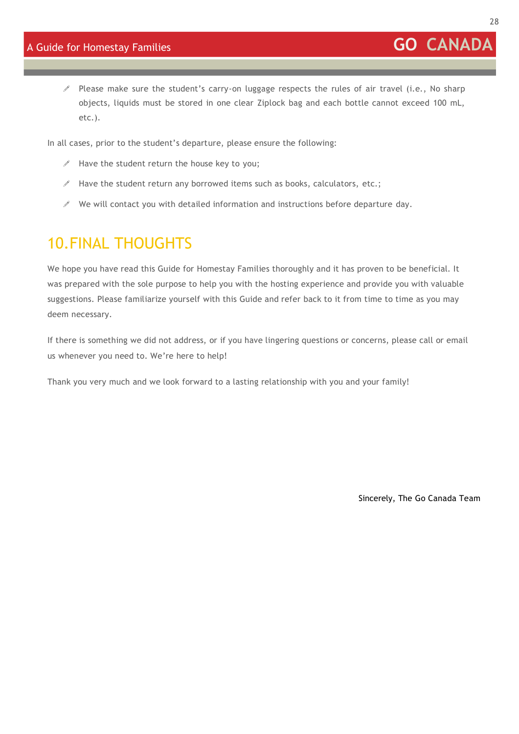- Please make sure the student's carry-on luggage respects the rules of air travel (i.e., No sharp objects, liquids must be stored in one clear Ziplock bag and each bottle cannot exceed 100 mL, etc.).

In all cases, prior to the student's departure, please ensure the following:

- Have the student return the house key to you;
- Have the student return any borrowed items such as books, calculators, etc.;
- We will contact you with detailed information and instructions before departure day.

# 10. FINAL THOUGHTS

We hope you have read this Guide for Homestay Families thoroughly and it has proven to be beneficial. It was prepared with the sole purpose to help you with the hosting experience and provide you with valuable suggestions. Please familiarize yourself with this Guide and refer back to it from time to time as you may deem necessary.

If there is something we did not address, or if you have lingering questions or concerns, please call or email us whenever you need to. We're here to help!

Thank you very much and we look forward to a lasting relationship with you and your family!

Sincerely, The Go Canada Team